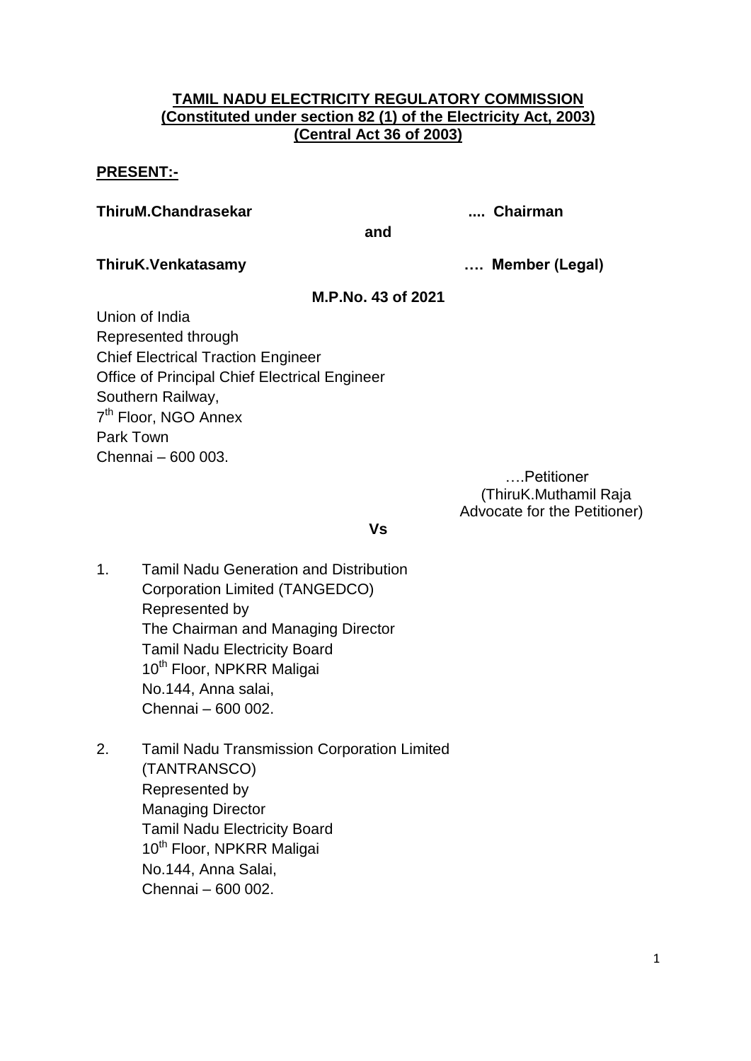**TAMIL NADU ELECTRICITY REGULATORY COMMISSION**
**(Constituted under section 82 (1) of the Electricity Act, 2003)**
**(Central Act 36 of 2003)**

**PRESENT:-**

**ThiruM.Chandrasekar .... Chairman**

**and**

**ThiruK.Venkatasamy …. Member (Legal)**

**M.P.No. 43 of 2021**

Union of India
Represented through
Chief Electrical Traction Engineer
Office of Principal Chief Electrical Engineer
Southern Railway,
7th Floor, NGO Annex
Park Town
Chennai – 600 003.

….Petitioner
(ThiruK.Muthamil Raja
Advocate for the Petitioner)

**Vs**

1. Tamil Nadu Generation and Distribution Corporation Limited (TANGEDCO)
   Represented by
   The Chairman and Managing Director
   Tamil Nadu Electricity Board
   10th Floor, NPKRR Maligai
   No.144, Anna salai,
   Chennai – 600 002.

2. Tamil Nadu Transmission Corporation Limited (TANTRANSCO)
   Represented by
   Managing Director
   Tamil Nadu Electricity Board
   10th Floor, NPKRR Maligai
   No.144, Anna Salai,
   Chennai – 600 002.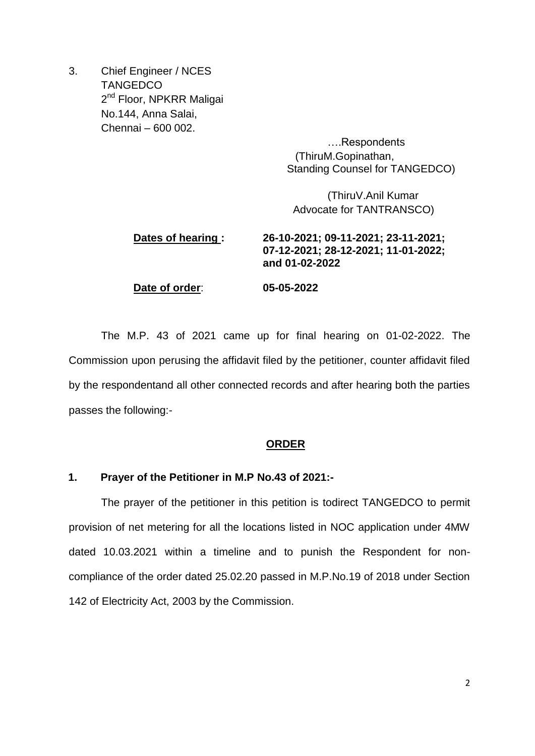3. Chief Engineer / NCES
   TANGEDCO
   2nd Floor, NPKRR Maligai
   No.144, Anna Salai,
   Chennai – 600 002.

….Respondents
(ThiruM.Gopinathan,
Standing Counsel for TANGEDCO)

(ThiruV.Anil Kumar
Advocate for TANTRANSCO)

**Dates of hearing :** **26-10-2021; 09-11-2021; 23-11-2021; 07-12-2021; 28-12-2021; 11-01-2022; and 01-02-2022**

**Date of order**: **05-05-2022**

The M.P. 43 of 2021 came up for final hearing on 01-02-2022. The Commission upon perusing the affidavit filed by the petitioner, counter affidavit filed by the respondentand all other connected records and after hearing both the parties passes the following:-

**ORDER**

**1. Prayer of the Petitioner in M.P No.43 of 2021:-**

The prayer of the petitioner in this petition is todirect TANGEDCO to permit provision of net metering for all the locations listed in NOC application under 4MW dated 10.03.2021 within a timeline and to punish the Respondent for non-compliance of the order dated 25.02.20 passed in M.P.No.19 of 2018 under Section 142 of Electricity Act, 2003 by the Commission.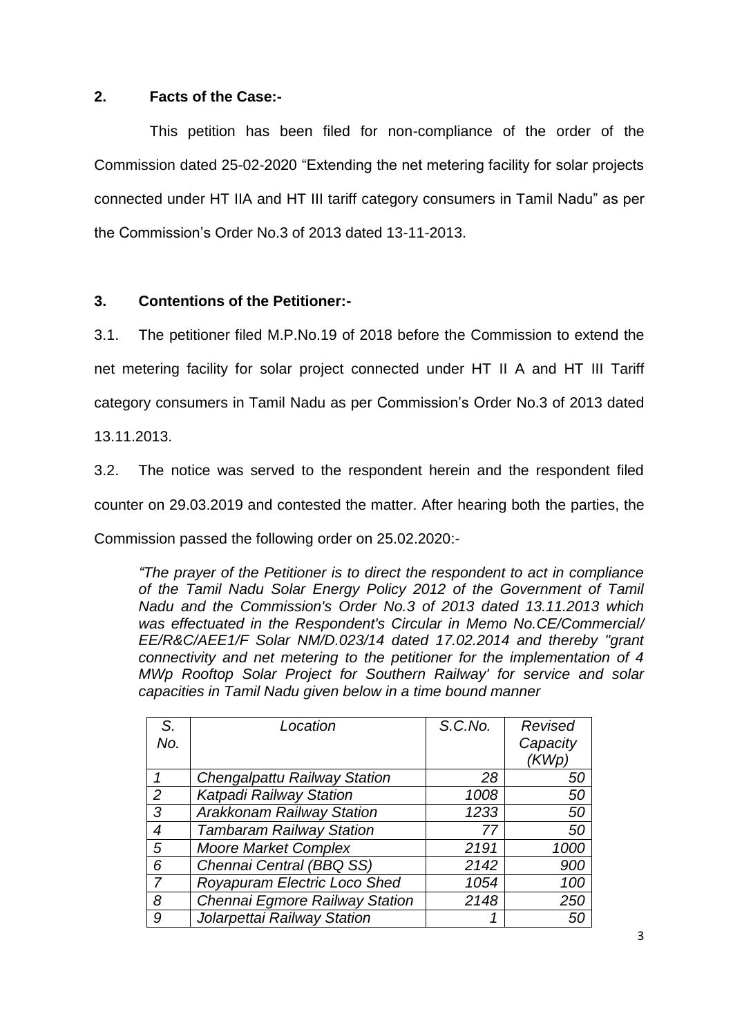## 2. Facts of the Case:-

This petition has been filed for non-compliance of the order of the Commission dated 25-02-2020 "Extending the net metering facility for solar projects connected under HT IIA and HT III tariff category consumers in Tamil Nadu" as per the Commission's Order No.3 of 2013 dated 13-11-2013.

## 3. Contentions of the Petitioner:-

3.1. The petitioner filed M.P.No.19 of 2018 before the Commission to extend the net metering facility for solar project connected under HT II A and HT III Tariff category consumers in Tamil Nadu as per Commission's Order No.3 of 2013 dated 13.11.2013.

3.2. The notice was served to the respondent herein and the respondent filed counter on 29.03.2019 and contested the matter. After hearing both the parties, the Commission passed the following order on 25.02.2020:-

*"The prayer of the Petitioner is to direct the respondent to act in compliance of the Tamil Nadu Solar Energy Policy 2012 of the Government of Tamil Nadu and the Commission's Order No.3 of 2013 dated 13.11.2013 which was effectuated in the Respondent's Circular in Memo No.CE/Commercial/ EE/R&C/AEE1/F Solar NM/D.023/14 dated 17.02.2014 and thereby "grant connectivity and net metering to the petitioner for the implementation of 4 MWp Rooftop Solar Project for Southern Railway' for service and solar capacities in Tamil Nadu given below in a time bound manner*

| *S. No.* | *Location* | *S.C.No.* | *Revised Capacity (KWp)* |
|---|---|---|---|
| *1* | *Chengalpattu Railway Station* | *28* | *50* |
| *2* | *Katpadi Railway Station* | *1008* | *50* |
| *3* | *Arakkonam Railway Station* | *1233* | *50* |
| *4* | *Tambaram Railway Station* | *77* | *50* |
| *5* | *Moore Market Complex* | *2191* | *1000* |
| *6* | *Chennai Central (BBQ SS)* | *2142* | *900* |
| *7* | *Royapuram Electric Loco Shed* | *1054* | *100* |
| *8* | *Chennai Egmore Railway Station* | *2148* | *250* |
| *9* | *Jolarpettai Railway Station* | *1* | *50* |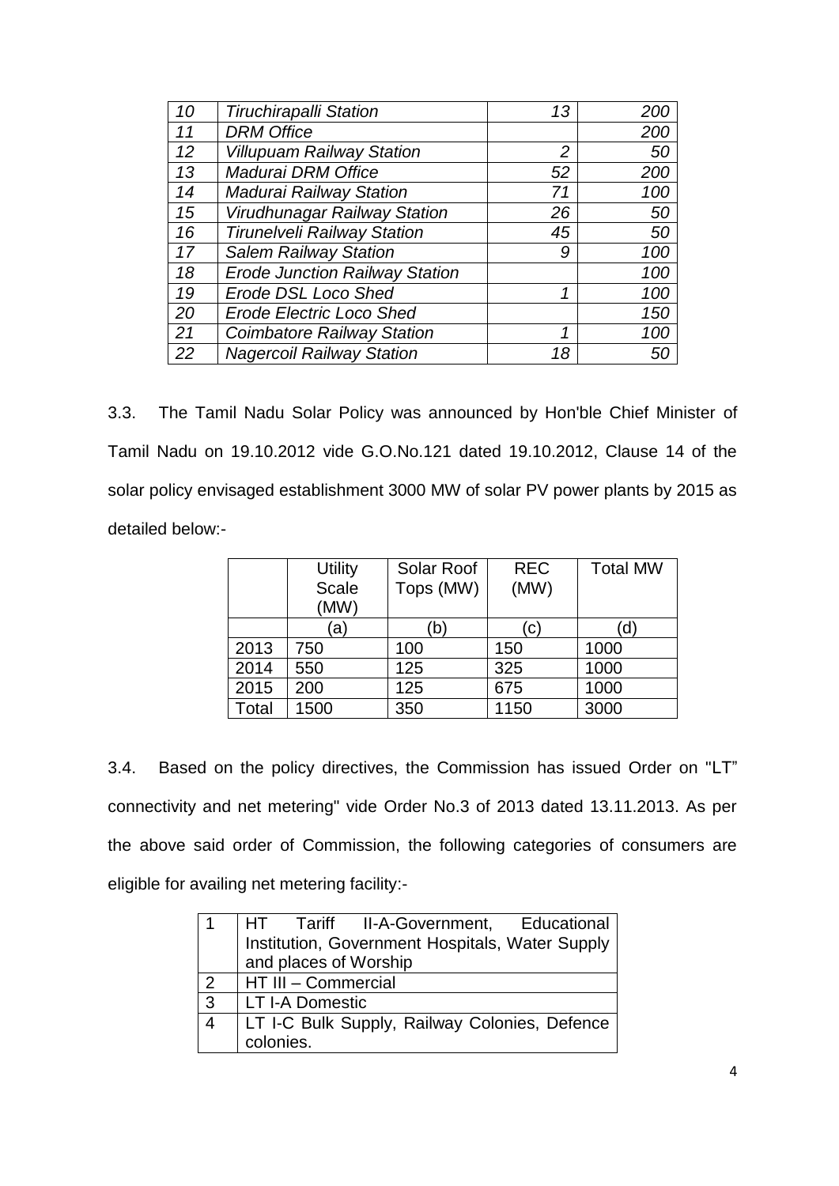| *10* | *Tiruchirapalli Station* | *13* | *200* |
|---|---|---|---|
| *11* | *DRM Office* | | *200* |
| *12* | *Villupuam Railway Station* | *2* | *50* |
| *13* | *Madurai DRM Office* | *52* | *200* |
| *14* | *Madurai Railway Station* | *71* | *100* |
| *15* | *Virudhunagar Railway Station* | *26* | *50* |
| *16* | *Tirunelveli Railway Station* | *45* | *50* |
| *17* | *Salem Railway Station* | *9* | *100* |
| *18* | *Erode Junction Railway Station* | | *100* |
| *19* | *Erode DSL Loco Shed* | *1* | *100* |
| *20* | *Erode Electric Loco Shed* | | *150* |
| *21* | *Coimbatore Railway Station* | *1* | *100* |
| *22* | *Nagercoil Railway Station* | *18* | *50* |

3.3. The Tamil Nadu Solar Policy was announced by Hon'ble Chief Minister of Tamil Nadu on 19.10.2012 vide G.O.No.121 dated 19.10.2012, Clause 14 of the solar policy envisaged establishment 3000 MW of solar PV power plants by 2015 as detailed below:-

| | Utility Scale (MW) | Solar Roof Tops (MW) | REC (MW) | Total MW |
|---|---|---|---|---|
| | (a) | (b) | (c) | (d) |
| 2013 | 750 | 100 | 150 | 1000 |
| 2014 | 550 | 125 | 325 | 1000 |
| 2015 | 200 | 125 | 675 | 1000 |
| Total | 1500 | 350 | 1150 | 3000 |

3.4. Based on the policy directives, the Commission has issued Order on "LT" connectivity and net metering" vide Order No.3 of 2013 dated 13.11.2013. As per the above said order of Commission, the following categories of consumers are eligible for availing net metering facility:-

| 1 | HT Tariff II-A-Government, Educational Institution, Government Hospitals, Water Supply and places of Worship |
|---|---|
| 2 | HT III – Commercial |
| 3 | LT I-A Domestic |
| 4 | LT I-C Bulk Supply, Railway Colonies, Defence colonies. |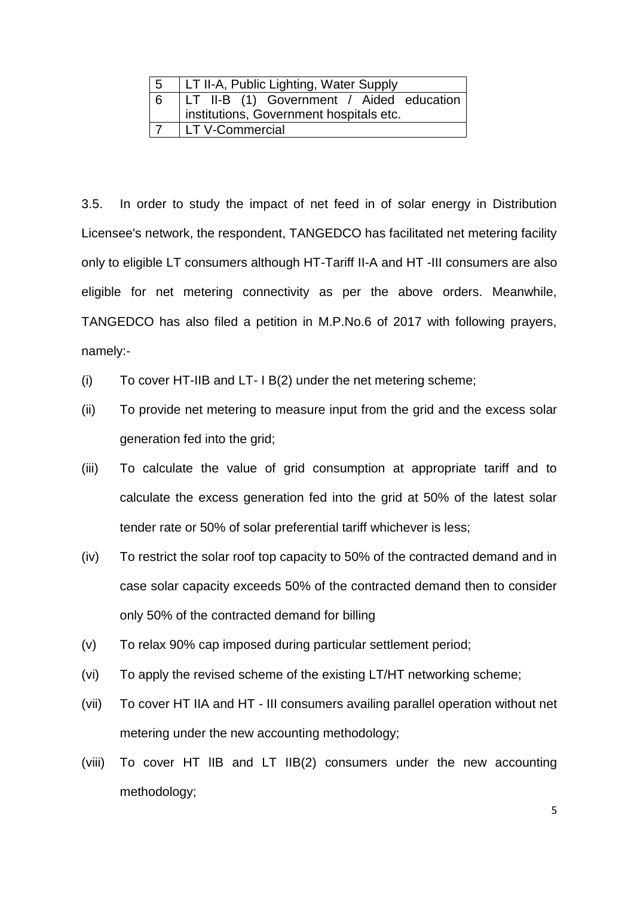| 5 | LT II-A, Public Lighting, Water Supply |
|---|---|
| 6 | LT II-B (1) Government / Aided education institutions, Government hospitals etc. |
| 7 | LT V-Commercial |

3.5. In order to study the impact of net feed in of solar energy in Distribution Licensee's network, the respondent, TANGEDCO has facilitated net metering facility only to eligible LT consumers although HT-Tariff II-A and HT -III consumers are also eligible for net metering connectivity as per the above orders. Meanwhile, TANGEDCO has also filed a petition in M.P.No.6 of 2017 with following prayers, namely:-

(i) To cover HT-IIB and LT- I B(2) under the net metering scheme;

(ii) To provide net metering to measure input from the grid and the excess solar generation fed into the grid;

(iii) To calculate the value of grid consumption at appropriate tariff and to calculate the excess generation fed into the grid at 50% of the latest solar tender rate or 50% of solar preferential tariff whichever is less;

(iv) To restrict the solar roof top capacity to 50% of the contracted demand and in case solar capacity exceeds 50% of the contracted demand then to consider only 50% of the contracted demand for billing

(v) To relax 90% cap imposed during particular settlement period;

(vi) To apply the revised scheme of the existing LT/HT networking scheme;

(vii) To cover HT IIA and HT - III consumers availing parallel operation without net metering under the new accounting methodology;

(viii) To cover HT IIB and LT IIB(2) consumers under the new accounting methodology;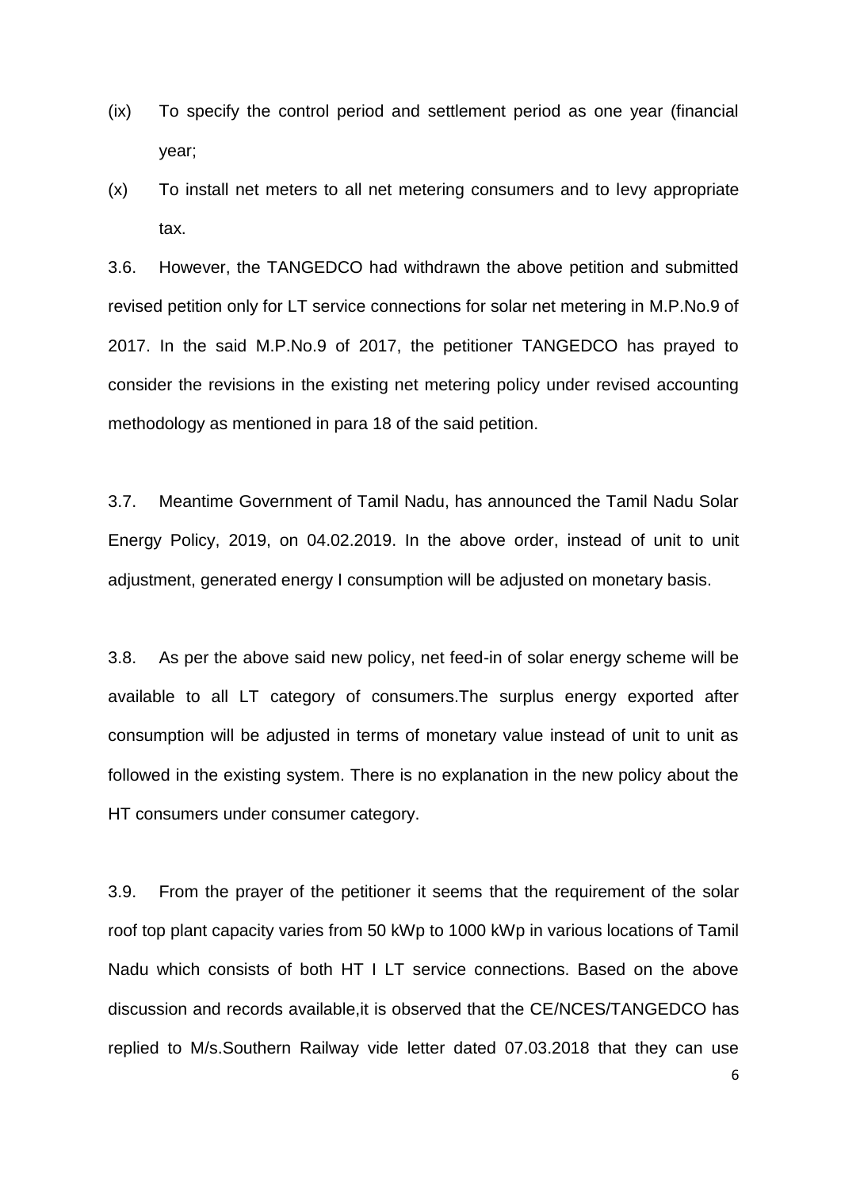(ix) To specify the control period and settlement period as one year (financial year;

(x) To install net meters to all net metering consumers and to levy appropriate tax.

3.6. However, the TANGEDCO had withdrawn the above petition and submitted revised petition only for LT service connections for solar net metering in M.P.No.9 of 2017. In the said M.P.No.9 of 2017, the petitioner TANGEDCO has prayed to consider the revisions in the existing net metering policy under revised accounting methodology as mentioned in para 18 of the said petition.

3.7. Meantime Government of Tamil Nadu, has announced the Tamil Nadu Solar Energy Policy, 2019, on 04.02.2019. In the above order, instead of unit to unit adjustment, generated energy I consumption will be adjusted on monetary basis.

3.8. As per the above said new policy, net feed-in of solar energy scheme will be available to all LT category of consumers.The surplus energy exported after consumption will be adjusted in terms of monetary value instead of unit to unit as followed in the existing system. There is no explanation in the new policy about the HT consumers under consumer category.

3.9. From the prayer of the petitioner it seems that the requirement of the solar roof top plant capacity varies from 50 kWp to 1000 kWp in various locations of Tamil Nadu which consists of both HT I LT service connections. Based on the above discussion and records available,it is observed that the CE/NCES/TANGEDCO has replied to M/s.Southern Railway vide letter dated 07.03.2018 that they can use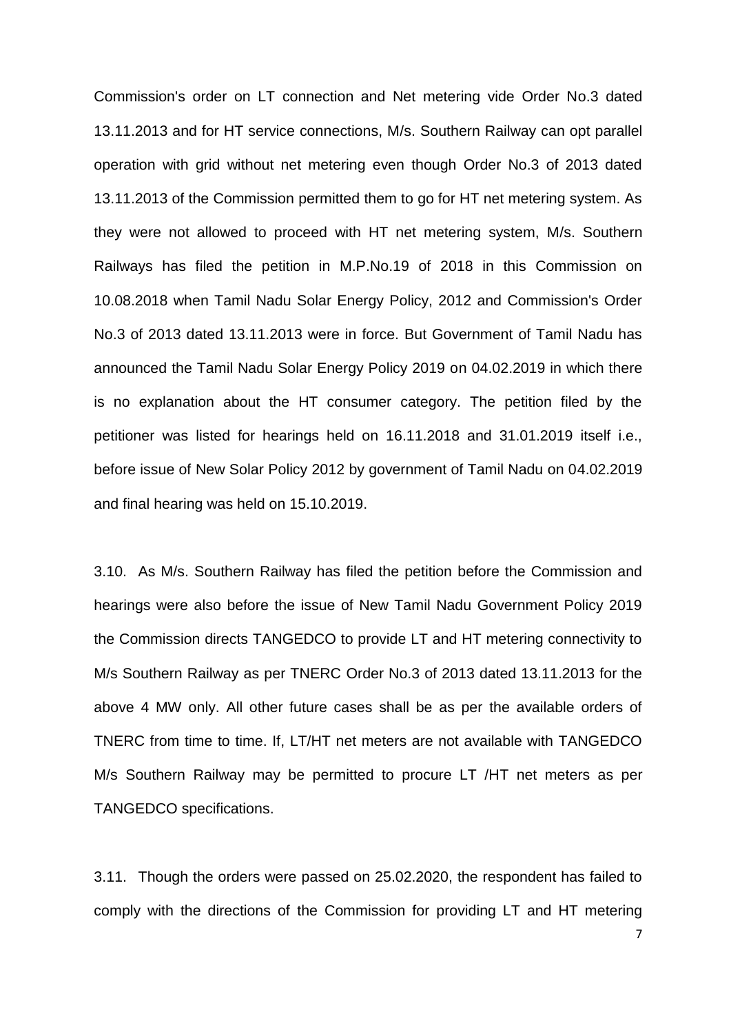Commission's order on LT connection and Net metering vide Order No.3 dated 13.11.2013 and for HT service connections, M/s. Southern Railway can opt parallel operation with grid without net metering even though Order No.3 of 2013 dated 13.11.2013 of the Commission permitted them to go for HT net metering system. As they were not allowed to proceed with HT net metering system, M/s. Southern Railways has filed the petition in M.P.No.19 of 2018 in this Commission on 10.08.2018 when Tamil Nadu Solar Energy Policy, 2012 and Commission's Order No.3 of 2013 dated 13.11.2013 were in force. But Government of Tamil Nadu has announced the Tamil Nadu Solar Energy Policy 2019 on 04.02.2019 in which there is no explanation about the HT consumer category. The petition filed by the petitioner was listed for hearings held on 16.11.2018 and 31.01.2019 itself i.e., before issue of New Solar Policy 2012 by government of Tamil Nadu on 04.02.2019 and final hearing was held on 15.10.2019.

3.10. As M/s. Southern Railway has filed the petition before the Commission and hearings were also before the issue of New Tamil Nadu Government Policy 2019 the Commission directs TANGEDCO to provide LT and HT metering connectivity to M/s Southern Railway as per TNERC Order No.3 of 2013 dated 13.11.2013 for the above 4 MW only. All other future cases shall be as per the available orders of TNERC from time to time. If, LT/HT net meters are not available with TANGEDCO M/s Southern Railway may be permitted to procure LT /HT net meters as per TANGEDCO specifications.

3.11. Though the orders were passed on 25.02.2020, the respondent has failed to comply with the directions of the Commission for providing LT and HT metering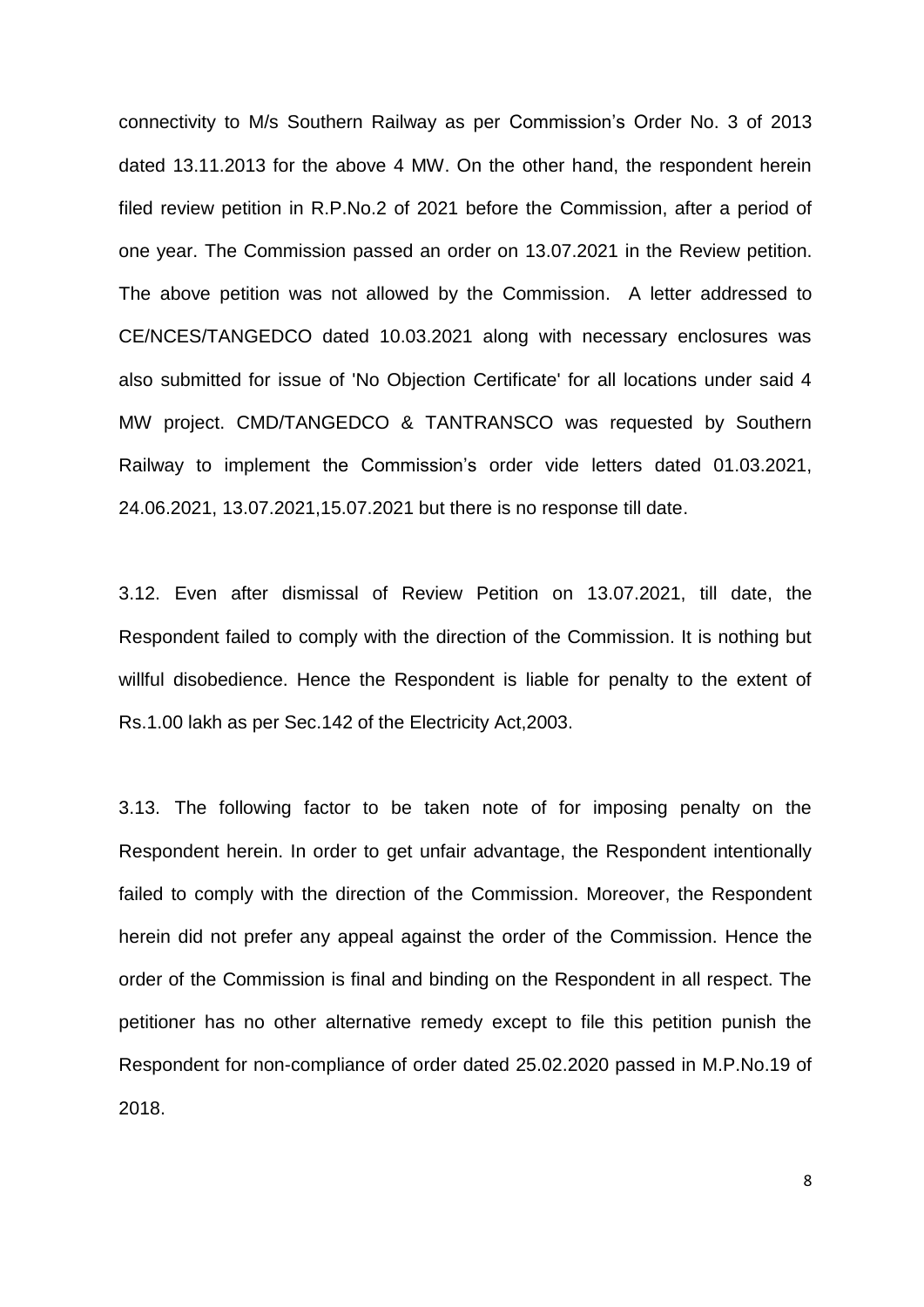connectivity to M/s Southern Railway as per Commission's Order No. 3 of 2013 dated 13.11.2013 for the above 4 MW. On the other hand, the respondent herein filed review petition in R.P.No.2 of 2021 before the Commission, after a period of one year. The Commission passed an order on 13.07.2021 in the Review petition. The above petition was not allowed by the Commission. A letter addressed to CE/NCES/TANGEDCO dated 10.03.2021 along with necessary enclosures was also submitted for issue of 'No Objection Certificate' for all locations under said 4 MW project. CMD/TANGEDCO & TANTRANSCO was requested by Southern Railway to implement the Commission's order vide letters dated 01.03.2021, 24.06.2021, 13.07.2021,15.07.2021 but there is no response till date.

3.12. Even after dismissal of Review Petition on 13.07.2021, till date, the Respondent failed to comply with the direction of the Commission. It is nothing but willful disobedience. Hence the Respondent is liable for penalty to the extent of Rs.1.00 lakh as per Sec.142 of the Electricity Act,2003.

3.13. The following factor to be taken note of for imposing penalty on the Respondent herein. In order to get unfair advantage, the Respondent intentionally failed to comply with the direction of the Commission. Moreover, the Respondent herein did not prefer any appeal against the order of the Commission. Hence the order of the Commission is final and binding on the Respondent in all respect. The petitioner has no other alternative remedy except to file this petition punish the Respondent for non-compliance of order dated 25.02.2020 passed in M.P.No.19 of 2018.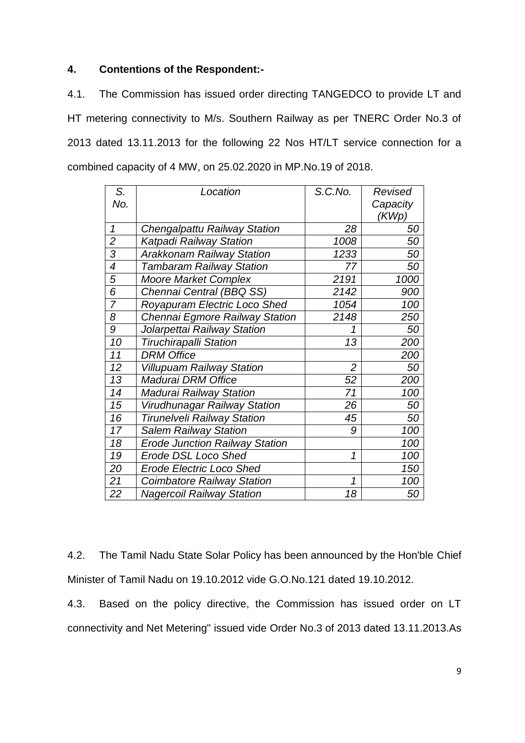**4. Contentions of the Respondent:-**

4.1. The Commission has issued order directing TANGEDCO to provide LT and HT metering connectivity to M/s. Southern Railway as per TNERC Order No.3 of 2013 dated 13.11.2013 for the following 22 Nos HT/LT service connection for a combined capacity of 4 MW, on 25.02.2020 in MP.No.19 of 2018.

| *S. No.* | *Location* | *S.C.No.* | *Revised Capacity (KWp)* |
|---|---|---|---|
| *1* | *Chengalpattu Railway Station* | *28* | *50* |
| *2* | *Katpadi Railway Station* | *1008* | *50* |
| *3* | *Arakkonam Railway Station* | *1233* | *50* |
| *4* | *Tambaram Railway Station* | *77* | *50* |
| *5* | *Moore Market Complex* | *2191* | *1000* |
| *6* | *Chennai Central (BBQ SS)* | *2142* | *900* |
| *7* | *Royapuram Electric Loco Shed* | *1054* | *100* |
| *8* | *Chennai Egmore Railway Station* | *2148* | *250* |
| *9* | *Jolarpettai Railway Station* | *1* | *50* |
| *10* | *Tiruchirapalli Station* | *13* | *200* |
| *11* | *DRM Office* | | *200* |
| *12* | *Villupuam Railway Station* | *2* | *50* |
| *13* | *Madurai DRM Office* | *52* | *200* |
| *14* | *Madurai Railway Station* | *71* | *100* |
| *15* | *Virudhunagar Railway Station* | *26* | *50* |
| *16* | *Tirunelveli Railway Station* | *45* | *50* |
| *17* | *Salem Railway Station* | *9* | *100* |
| *18* | *Erode Junction Railway Station* | | *100* |
| *19* | *Erode DSL Loco Shed* | *1* | *100* |
| *20* | *Erode Electric Loco Shed* | | *150* |
| *21* | *Coimbatore Railway Station* | *1* | *100* |
| *22* | *Nagercoil Railway Station* | *18* | *50* |

4.2. The Tamil Nadu State Solar Policy has been announced by the Hon'ble Chief Minister of Tamil Nadu on 19.10.2012 vide G.O.No.121 dated 19.10.2012.

4.3. Based on the policy directive, the Commission has issued order on LT connectivity and Net Metering" issued vide Order No.3 of 2013 dated 13.11.2013.As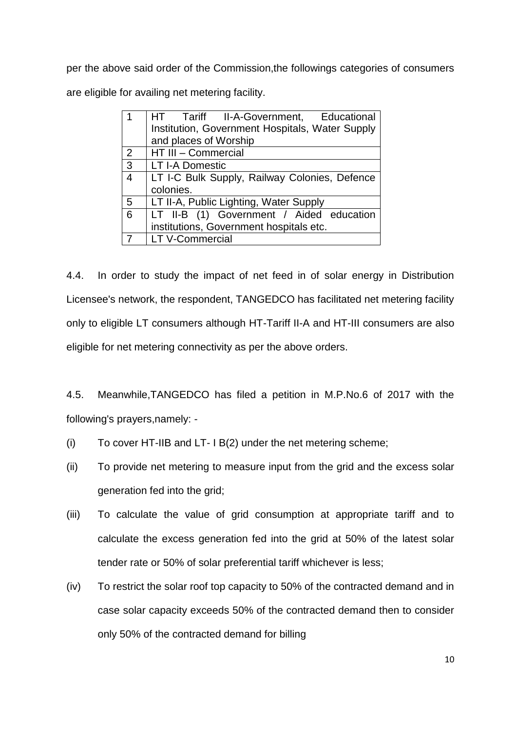per the above said order of the Commission,the followings categories of consumers are eligible for availing net metering facility.

| | |
|---|---|
| 1 | HT Tariff II-A-Government, Educational Institution, Government Hospitals, Water Supply and places of Worship |
| 2 | HT III – Commercial |
| 3 | LT I-A Domestic |
| 4 | LT I-C Bulk Supply, Railway Colonies, Defence colonies. |
| 5 | LT II-A, Public Lighting, Water Supply |
| 6 | LT II-B (1) Government / Aided education institutions, Government hospitals etc. |
| 7 | LT V-Commercial |

4.4. In order to study the impact of net feed in of solar energy in Distribution Licensee's network, the respondent, TANGEDCO has facilitated net metering facility only to eligible LT consumers although HT-Tariff II-A and HT-III consumers are also eligible for net metering connectivity as per the above orders.

4.5. Meanwhile,TANGEDCO has filed a petition in M.P.No.6 of 2017 with the following's prayers,namely: -

(i) To cover HT-IIB and LT- I B(2) under the net metering scheme;

(ii) To provide net metering to measure input from the grid and the excess solar generation fed into the grid;

(iii) To calculate the value of grid consumption at appropriate tariff and to calculate the excess generation fed into the grid at 50% of the latest solar tender rate or 50% of solar preferential tariff whichever is less;

(iv) To restrict the solar roof top capacity to 50% of the contracted demand and in case solar capacity exceeds 50% of the contracted demand then to consider only 50% of the contracted demand for billing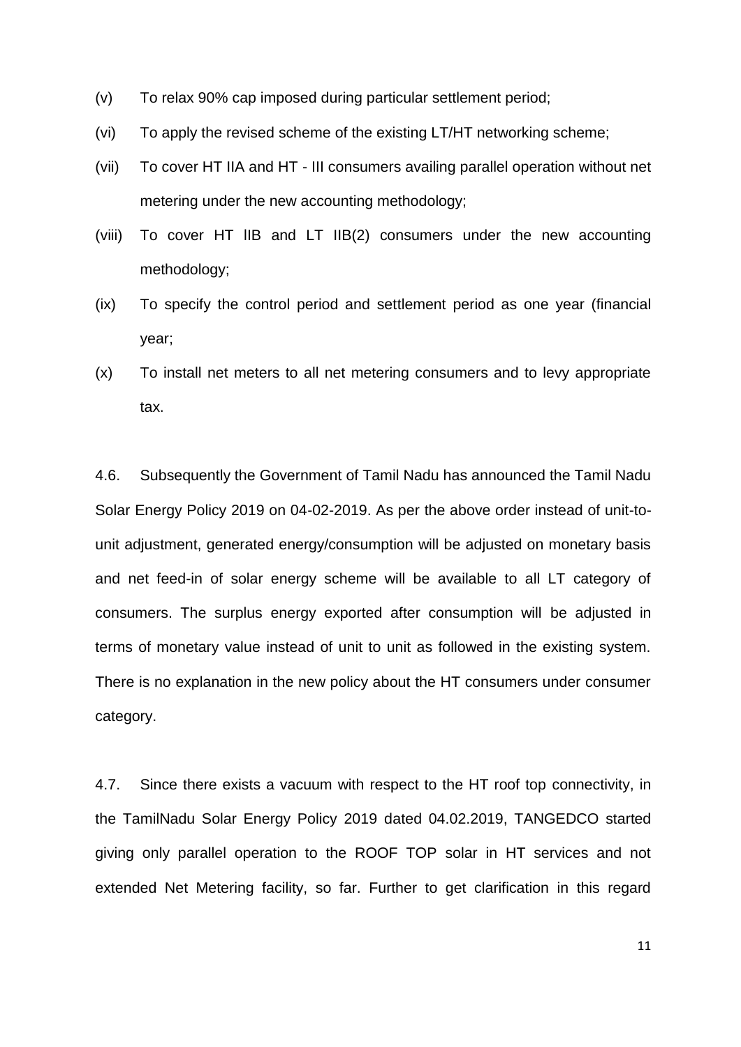(v) To relax 90% cap imposed during particular settlement period;

(vi) To apply the revised scheme of the existing LT/HT networking scheme;

(vii) To cover HT IIA and HT - III consumers availing parallel operation without net metering under the new accounting methodology;

(viii) To cover HT IIB and LT IIB(2) consumers under the new accounting methodology;

(ix) To specify the control period and settlement period as one year (financial year;

(x) To install net meters to all net metering consumers and to levy appropriate tax.

4.6. Subsequently the Government of Tamil Nadu has announced the Tamil Nadu Solar Energy Policy 2019 on 04-02-2019. As per the above order instead of unit-to-unit adjustment, generated energy/consumption will be adjusted on monetary basis and net feed-in of solar energy scheme will be available to all LT category of consumers. The surplus energy exported after consumption will be adjusted in terms of monetary value instead of unit to unit as followed in the existing system. There is no explanation in the new policy about the HT consumers under consumer category.

4.7. Since there exists a vacuum with respect to the HT roof top connectivity, in the TamilNadu Solar Energy Policy 2019 dated 04.02.2019, TANGEDCO started giving only parallel operation to the ROOF TOP solar in HT services and not extended Net Metering facility, so far. Further to get clarification in this regard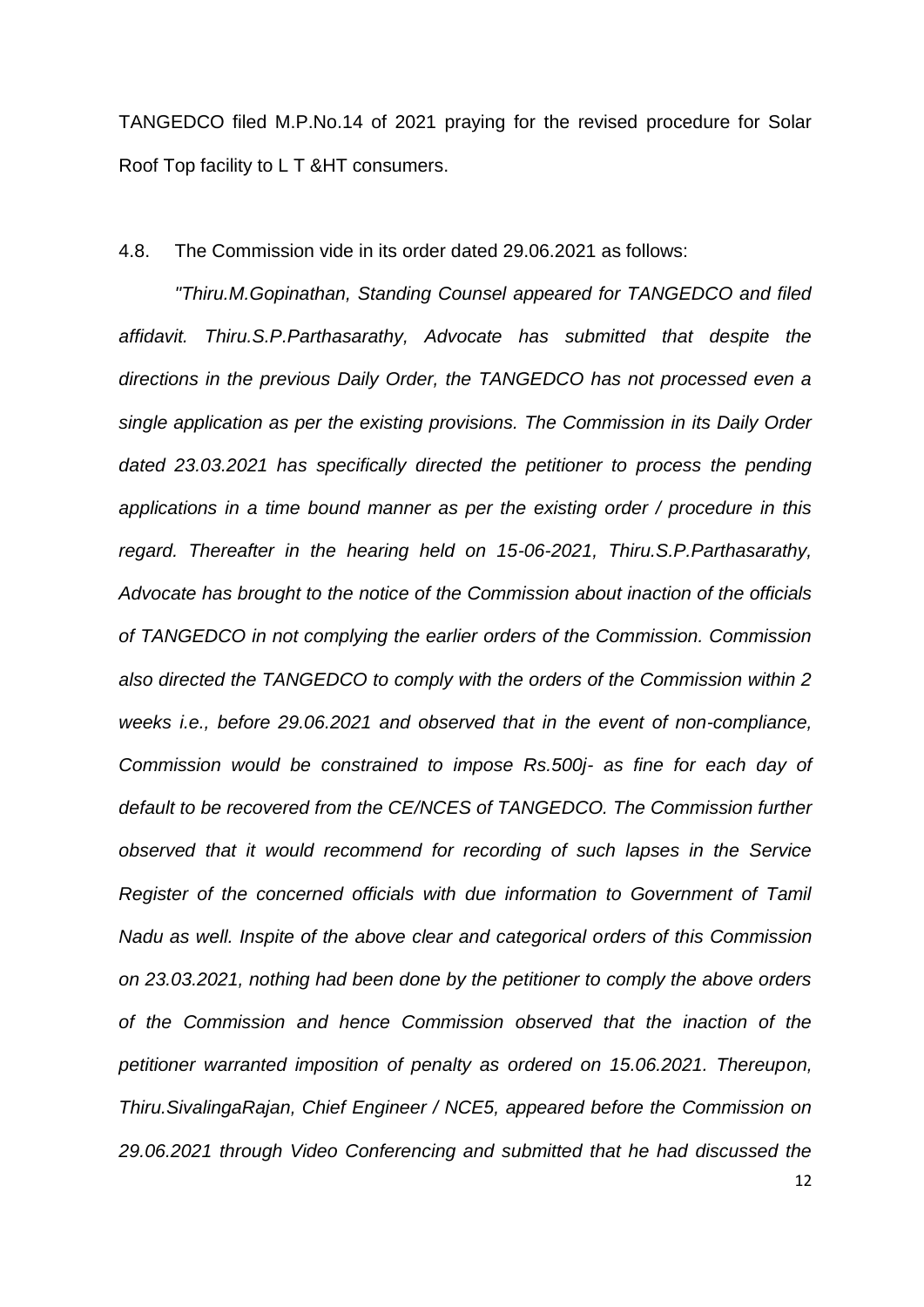TANGEDCO filed M.P.No.14 of 2021 praying for the revised procedure for Solar Roof Top facility to L T &HT consumers.

4.8. The Commission vide in its order dated 29.06.2021 as follows:

*"Thiru.M.Gopinathan, Standing Counsel appeared for TANGEDCO and filed affidavit. Thiru.S.P.Parthasarathy, Advocate has submitted that despite the directions in the previous Daily Order, the TANGEDCO has not processed even a single application as per the existing provisions. The Commission in its Daily Order dated 23.03.2021 has specifically directed the petitioner to process the pending applications in a time bound manner as per the existing order / procedure in this regard. Thereafter in the hearing held on 15-06-2021, Thiru.S.P.Parthasarathy, Advocate has brought to the notice of the Commission about inaction of the officials of TANGEDCO in not complying the earlier orders of the Commission. Commission also directed the TANGEDCO to comply with the orders of the Commission within 2 weeks i.e., before 29.06.2021 and observed that in the event of non-compliance, Commission would be constrained to impose Rs.500j- as fine for each day of default to be recovered from the CE/NCES of TANGEDCO. The Commission further observed that it would recommend for recording of such lapses in the Service Register of the concerned officials with due information to Government of Tamil Nadu as well. Inspite of the above clear and categorical orders of this Commission on 23.03.2021, nothing had been done by the petitioner to comply the above orders of the Commission and hence Commission observed that the inaction of the petitioner warranted imposition of penalty as ordered on 15.06.2021. Thereupon, Thiru.SivalingaRajan, Chief Engineer / NCE5, appeared before the Commission on 29.06.2021 through Video Conferencing and submitted that he had discussed the*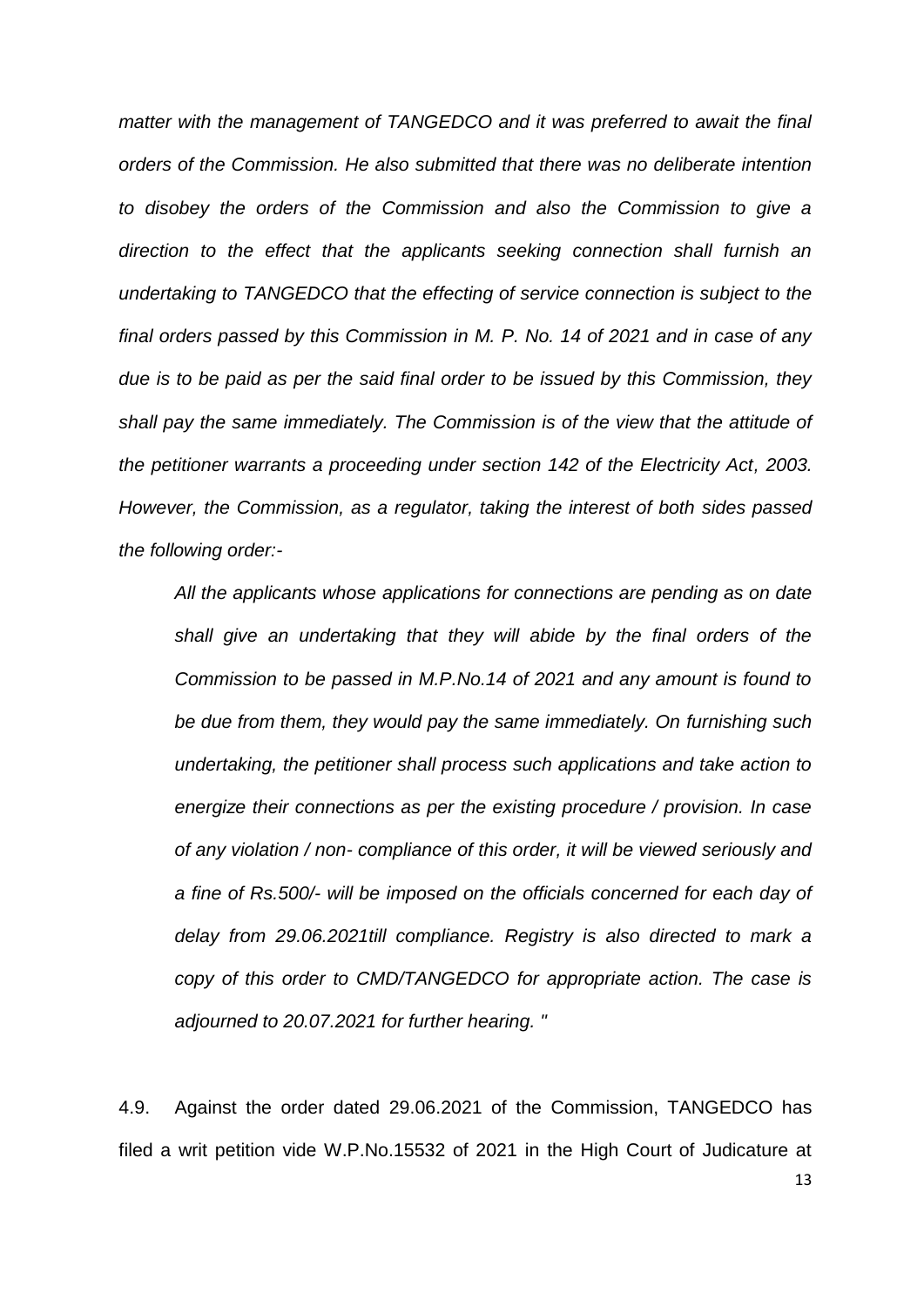*matter with the management of TANGEDCO and it was preferred to await the final orders of the Commission. He also submitted that there was no deliberate intention to disobey the orders of the Commission and also the Commission to give a direction to the effect that the applicants seeking connection shall furnish an undertaking to TANGEDCO that the effecting of service connection is subject to the final orders passed by this Commission in M. P. No. 14 of 2021 and in case of any due is to be paid as per the said final order to be issued by this Commission, they shall pay the same immediately. The Commission is of the view that the attitude of the petitioner warrants a proceeding under section 142 of the Electricity Act, 2003. However, the Commission, as a regulator, taking the interest of both sides passed the following order:-*

> *All the applicants whose applications for connections are pending as on date shall give an undertaking that they will abide by the final orders of the Commission to be passed in M.P.No.14 of 2021 and any amount is found to be due from them, they would pay the same immediately. On furnishing such undertaking, the petitioner shall process such applications and take action to energize their connections as per the existing procedure / provision. In case of any violation / non- compliance of this order, it will be viewed seriously and a fine of Rs.500/- will be imposed on the officials concerned for each day of delay from 29.06.2021till compliance. Registry is also directed to mark a copy of this order to CMD/TANGEDCO for appropriate action. The case is adjourned to 20.07.2021 for further hearing. "*

4.9. Against the order dated 29.06.2021 of the Commission, TANGEDCO has filed a writ petition vide W.P.No.15532 of 2021 in the High Court of Judicature at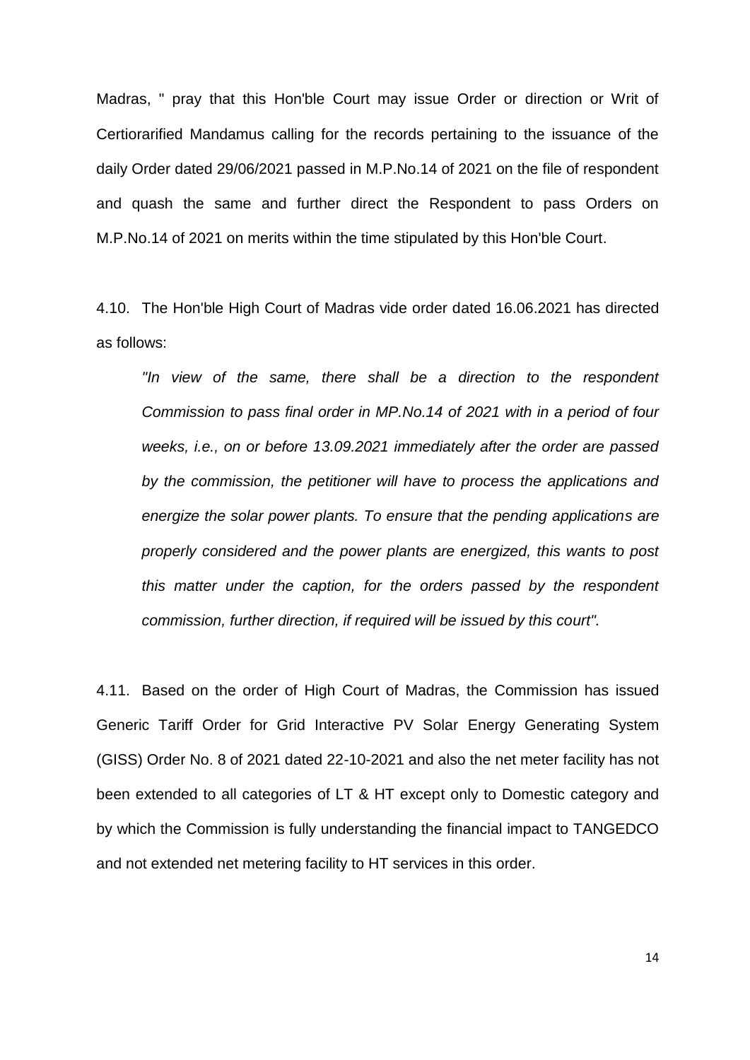Madras, " pray that this Hon'ble Court may issue Order or direction or Writ of Certiorarified Mandamus calling for the records pertaining to the issuance of the daily Order dated 29/06/2021 passed in M.P.No.14 of 2021 on the file of respondent and quash the same and further direct the Respondent to pass Orders on M.P.No.14 of 2021 on merits within the time stipulated by this Hon'ble Court.

4.10. The Hon'ble High Court of Madras vide order dated 16.06.2021 has directed as follows:

> *"In view of the same, there shall be a direction to the respondent Commission to pass final order in MP.No.14 of 2021 with in a period of four weeks, i.e., on or before 13.09.2021 immediately after the order are passed by the commission, the petitioner will have to process the applications and energize the solar power plants. To ensure that the pending applications are properly considered and the power plants are energized, this wants to post this matter under the caption, for the orders passed by the respondent commission, further direction, if required will be issued by this court".*

4.11. Based on the order of High Court of Madras, the Commission has issued Generic Tariff Order for Grid Interactive PV Solar Energy Generating System (GISS) Order No. 8 of 2021 dated 22-10-2021 and also the net meter facility has not been extended to all categories of LT & HT except only to Domestic category and by which the Commission is fully understanding the financial impact to TANGEDCO and not extended net metering facility to HT services in this order.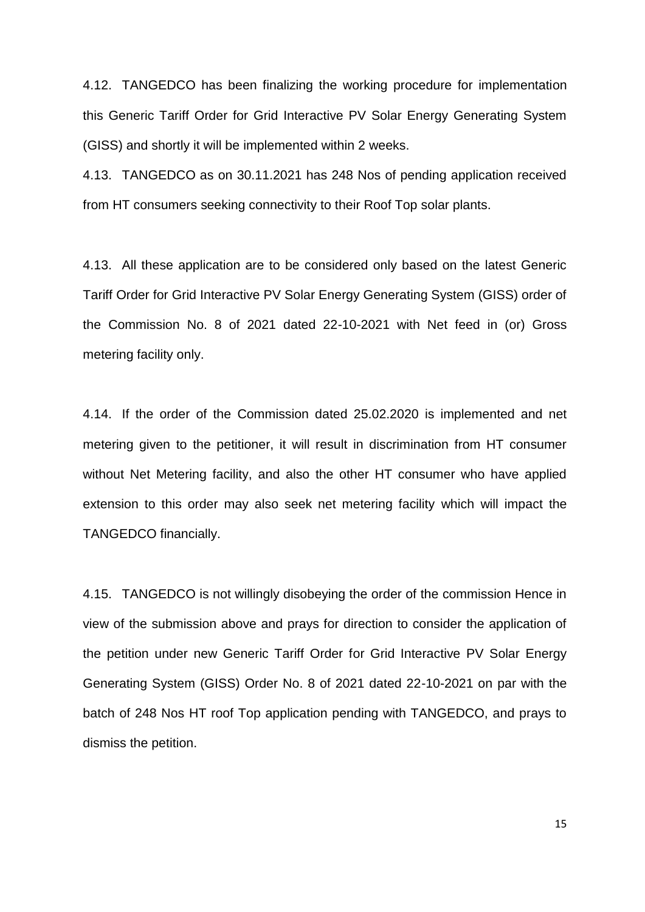4.12. TANGEDCO has been finalizing the working procedure for implementation this Generic Tariff Order for Grid Interactive PV Solar Energy Generating System (GISS) and shortly it will be implemented within 2 weeks.

4.13. TANGEDCO as on 30.11.2021 has 248 Nos of pending application received from HT consumers seeking connectivity to their Roof Top solar plants.

4.13. All these application are to be considered only based on the latest Generic Tariff Order for Grid Interactive PV Solar Energy Generating System (GISS) order of the Commission No. 8 of 2021 dated 22-10-2021 with Net feed in (or) Gross metering facility only.

4.14. If the order of the Commission dated 25.02.2020 is implemented and net metering given to the petitioner, it will result in discrimination from HT consumer without Net Metering facility, and also the other HT consumer who have applied extension to this order may also seek net metering facility which will impact the TANGEDCO financially.

4.15. TANGEDCO is not willingly disobeying the order of the commission Hence in view of the submission above and prays for direction to consider the application of the petition under new Generic Tariff Order for Grid Interactive PV Solar Energy Generating System (GISS) Order No. 8 of 2021 dated 22-10-2021 on par with the batch of 248 Nos HT roof Top application pending with TANGEDCO, and prays to dismiss the petition.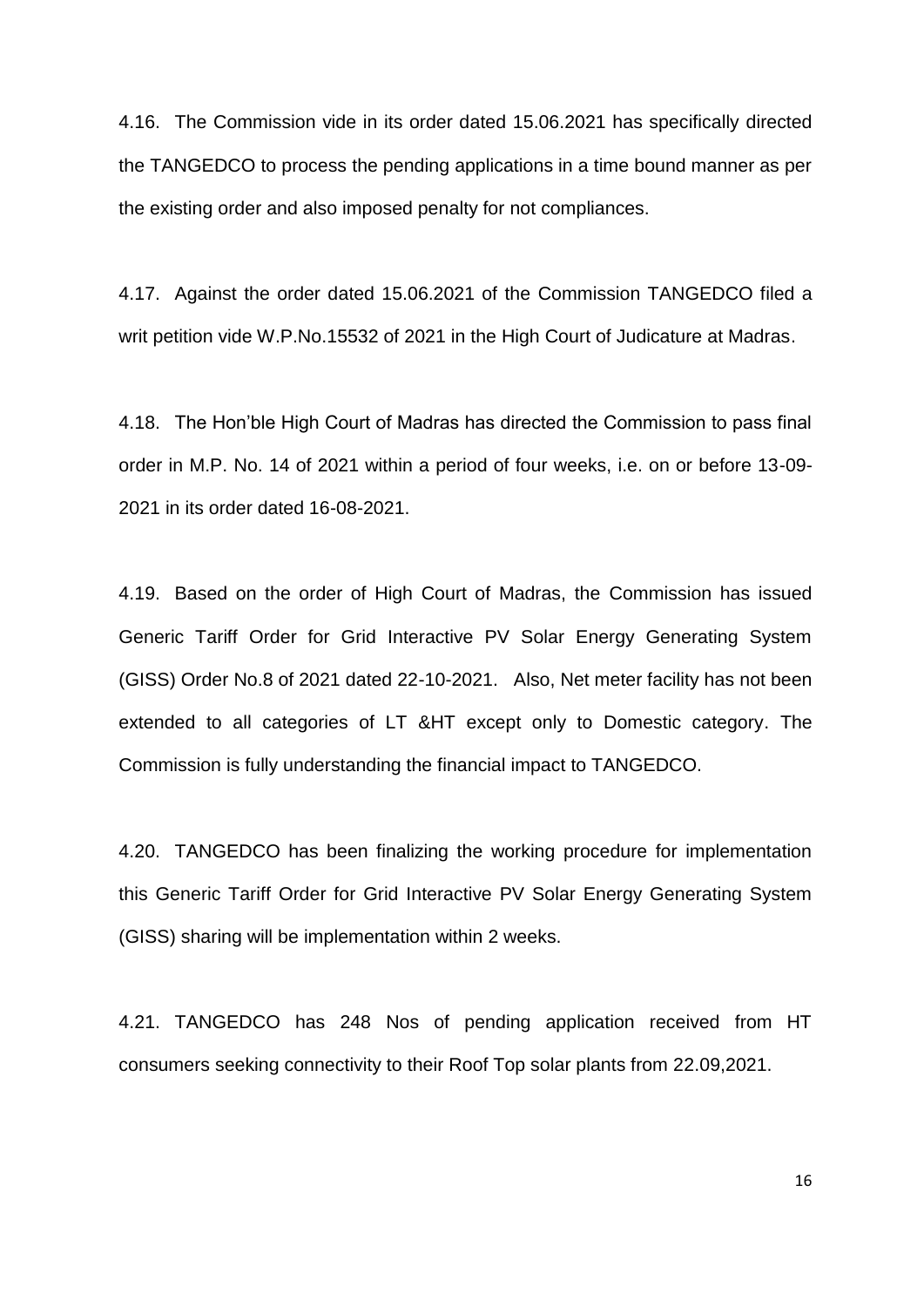4.16. The Commission vide in its order dated 15.06.2021 has specifically directed the TANGEDCO to process the pending applications in a time bound manner as per the existing order and also imposed penalty for not compliances.

4.17. Against the order dated 15.06.2021 of the Commission TANGEDCO filed a writ petition vide W.P.No.15532 of 2021 in the High Court of Judicature at Madras.

4.18. The Hon'ble High Court of Madras has directed the Commission to pass final order in M.P. No. 14 of 2021 within a period of four weeks, i.e. on or before 13-09-2021 in its order dated 16-08-2021.

4.19. Based on the order of High Court of Madras, the Commission has issued Generic Tariff Order for Grid Interactive PV Solar Energy Generating System (GISS) Order No.8 of 2021 dated 22-10-2021. Also, Net meter facility has not been extended to all categories of LT &HT except only to Domestic category. The Commission is fully understanding the financial impact to TANGEDCO.

4.20. TANGEDCO has been finalizing the working procedure for implementation this Generic Tariff Order for Grid Interactive PV Solar Energy Generating System (GISS) sharing will be implementation within 2 weeks.

4.21. TANGEDCO has 248 Nos of pending application received from HT consumers seeking connectivity to their Roof Top solar plants from 22.09,2021.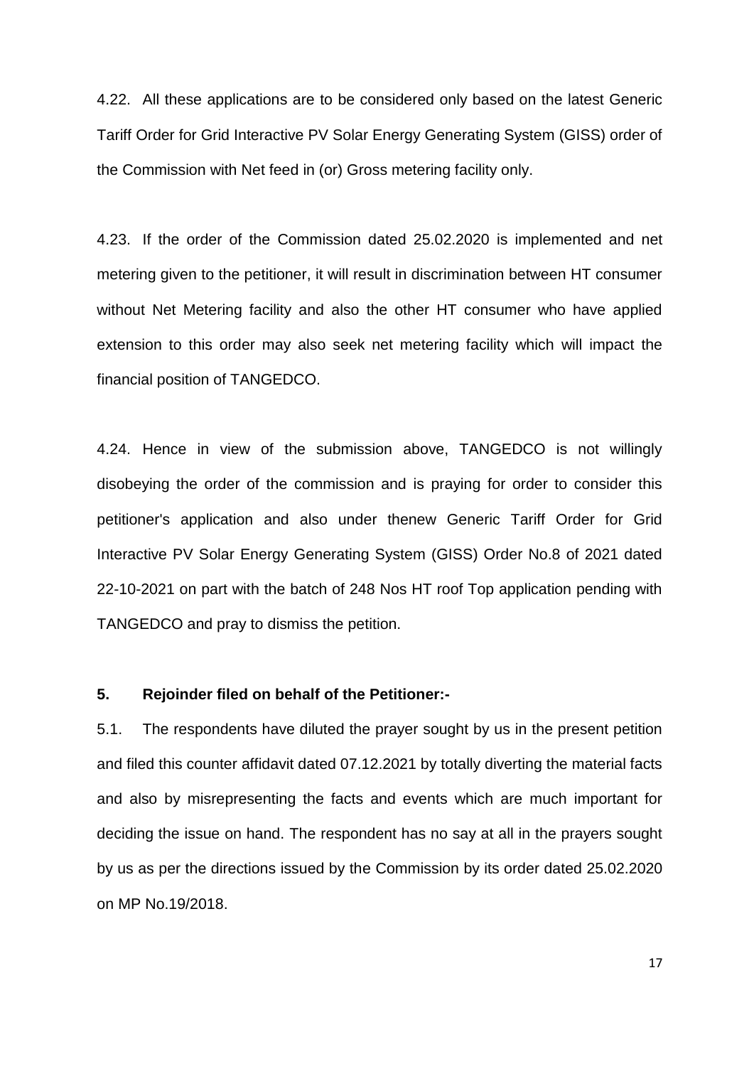4.22. All these applications are to be considered only based on the latest Generic Tariff Order for Grid Interactive PV Solar Energy Generating System (GISS) order of the Commission with Net feed in (or) Gross metering facility only.

4.23. If the order of the Commission dated 25.02.2020 is implemented and net metering given to the petitioner, it will result in discrimination between HT consumer without Net Metering facility and also the other HT consumer who have applied extension to this order may also seek net metering facility which will impact the financial position of TANGEDCO.

4.24. Hence in view of the submission above, TANGEDCO is not willingly disobeying the order of the commission and is praying for order to consider this petitioner's application and also under thenew Generic Tariff Order for Grid Interactive PV Solar Energy Generating System (GISS) Order No.8 of 2021 dated 22-10-2021 on part with the batch of 248 Nos HT roof Top application pending with TANGEDCO and pray to dismiss the petition.

**5. Rejoinder filed on behalf of the Petitioner:-**

5.1. The respondents have diluted the prayer sought by us in the present petition and filed this counter affidavit dated 07.12.2021 by totally diverting the material facts and also by misrepresenting the facts and events which are much important for deciding the issue on hand. The respondent has no say at all in the prayers sought by us as per the directions issued by the Commission by its order dated 25.02.2020 on MP No.19/2018.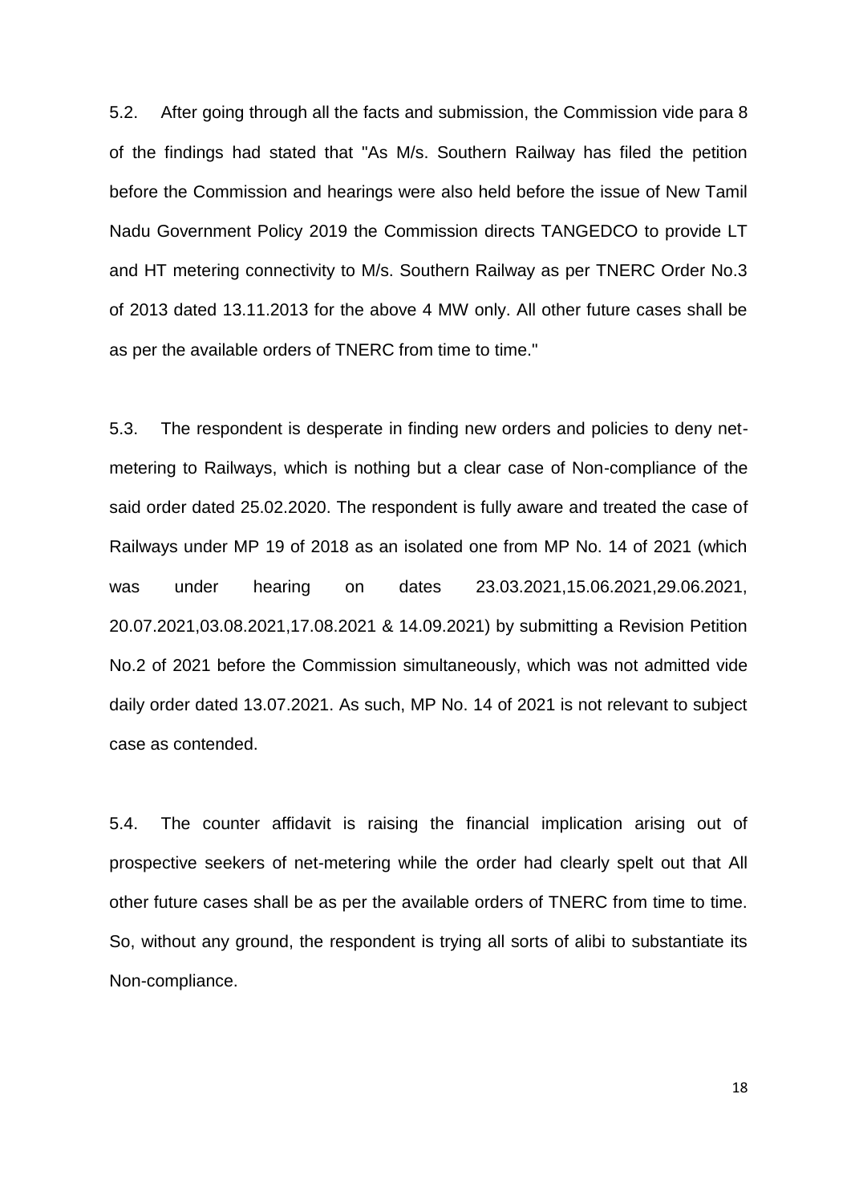5.2. After going through all the facts and submission, the Commission vide para 8 of the findings had stated that "As M/s. Southern Railway has filed the petition before the Commission and hearings were also held before the issue of New Tamil Nadu Government Policy 2019 the Commission directs TANGEDCO to provide LT and HT metering connectivity to M/s. Southern Railway as per TNERC Order No.3 of 2013 dated 13.11.2013 for the above 4 MW only. All other future cases shall be as per the available orders of TNERC from time to time."

5.3. The respondent is desperate in finding new orders and policies to deny net-metering to Railways, which is nothing but a clear case of Non-compliance of the said order dated 25.02.2020. The respondent is fully aware and treated the case of Railways under MP 19 of 2018 as an isolated one from MP No. 14 of 2021 (which was under hearing on dates 23.03.2021,15.06.2021,29.06.2021, 20.07.2021,03.08.2021,17.08.2021 & 14.09.2021) by submitting a Revision Petition No.2 of 2021 before the Commission simultaneously, which was not admitted vide daily order dated 13.07.2021. As such, MP No. 14 of 2021 is not relevant to subject case as contended.

5.4. The counter affidavit is raising the financial implication arising out of prospective seekers of net-metering while the order had clearly spelt out that All other future cases shall be as per the available orders of TNERC from time to time. So, without any ground, the respondent is trying all sorts of alibi to substantiate its Non-compliance.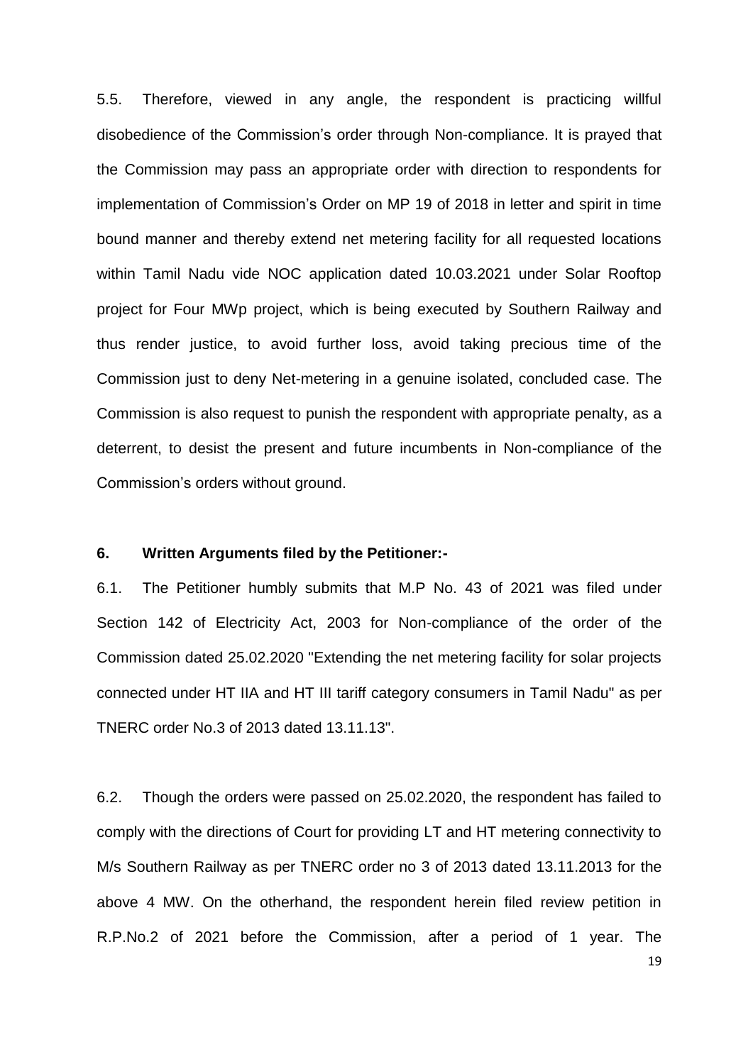5.5. Therefore, viewed in any angle, the respondent is practicing willful disobedience of the Commission's order through Non-compliance. It is prayed that the Commission may pass an appropriate order with direction to respondents for implementation of Commission's Order on MP 19 of 2018 in letter and spirit in time bound manner and thereby extend net metering facility for all requested locations within Tamil Nadu vide NOC application dated 10.03.2021 under Solar Rooftop project for Four MWp project, which is being executed by Southern Railway and thus render justice, to avoid further loss, avoid taking precious time of the Commission just to deny Net-metering in a genuine isolated, concluded case. The Commission is also request to punish the respondent with appropriate penalty, as a deterrent, to desist the present and future incumbents in Non-compliance of the Commission's orders without ground.

**6. Written Arguments filed by the Petitioner:-**

6.1. The Petitioner humbly submits that M.P No. 43 of 2021 was filed under Section 142 of Electricity Act, 2003 for Non-compliance of the order of the Commission dated 25.02.2020 "Extending the net metering facility for solar projects connected under HT IIA and HT III tariff category consumers in Tamil Nadu" as per TNERC order No.3 of 2013 dated 13.11.13".

6.2. Though the orders were passed on 25.02.2020, the respondent has failed to comply with the directions of Court for providing LT and HT metering connectivity to M/s Southern Railway as per TNERC order no 3 of 2013 dated 13.11.2013 for the above 4 MW. On the otherhand, the respondent herein filed review petition in R.P.No.2 of 2021 before the Commission, after a period of 1 year. The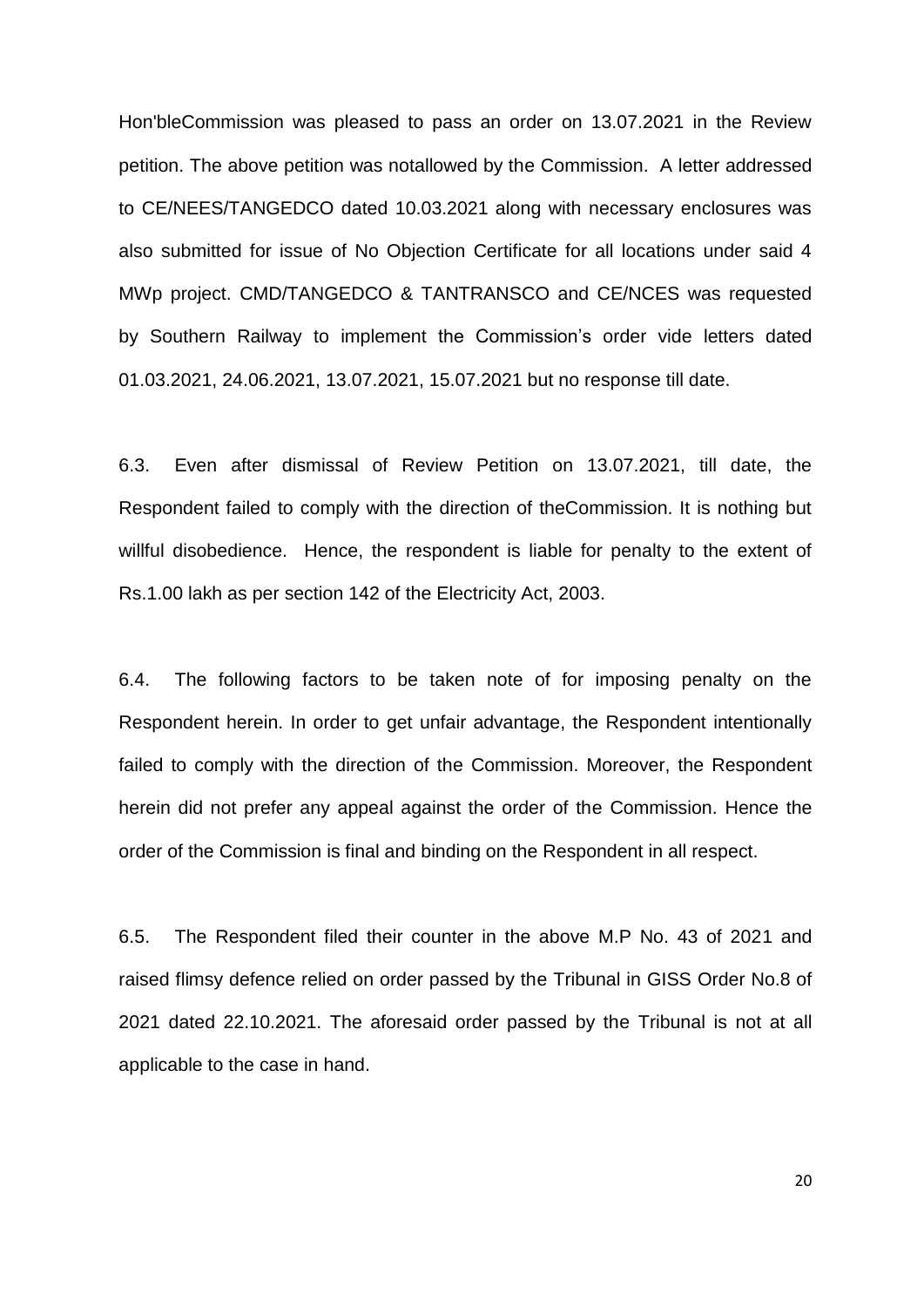Hon'bleCommission was pleased to pass an order on 13.07.2021 in the Review petition. The above petition was notallowed by the Commission. A letter addressed to CE/NEES/TANGEDCO dated 10.03.2021 along with necessary enclosures was also submitted for issue of No Objection Certificate for all locations under said 4 MWp project. CMD/TANGEDCO & TANTRANSCO and CE/NCES was requested by Southern Railway to implement the Commission's order vide letters dated 01.03.2021, 24.06.2021, 13.07.2021, 15.07.2021 but no response till date.

6.3. Even after dismissal of Review Petition on 13.07.2021, till date, the Respondent failed to comply with the direction of theCommission. It is nothing but willful disobedience. Hence, the respondent is liable for penalty to the extent of Rs.1.00 lakh as per section 142 of the Electricity Act, 2003.

6.4. The following factors to be taken note of for imposing penalty on the Respondent herein. In order to get unfair advantage, the Respondent intentionally failed to comply with the direction of the Commission. Moreover, the Respondent herein did not prefer any appeal against the order of the Commission. Hence the order of the Commission is final and binding on the Respondent in all respect.

6.5. The Respondent filed their counter in the above M.P No. 43 of 2021 and raised flimsy defence relied on order passed by the Tribunal in GISS Order No.8 of 2021 dated 22.10.2021. The aforesaid order passed by the Tribunal is not at all applicable to the case in hand.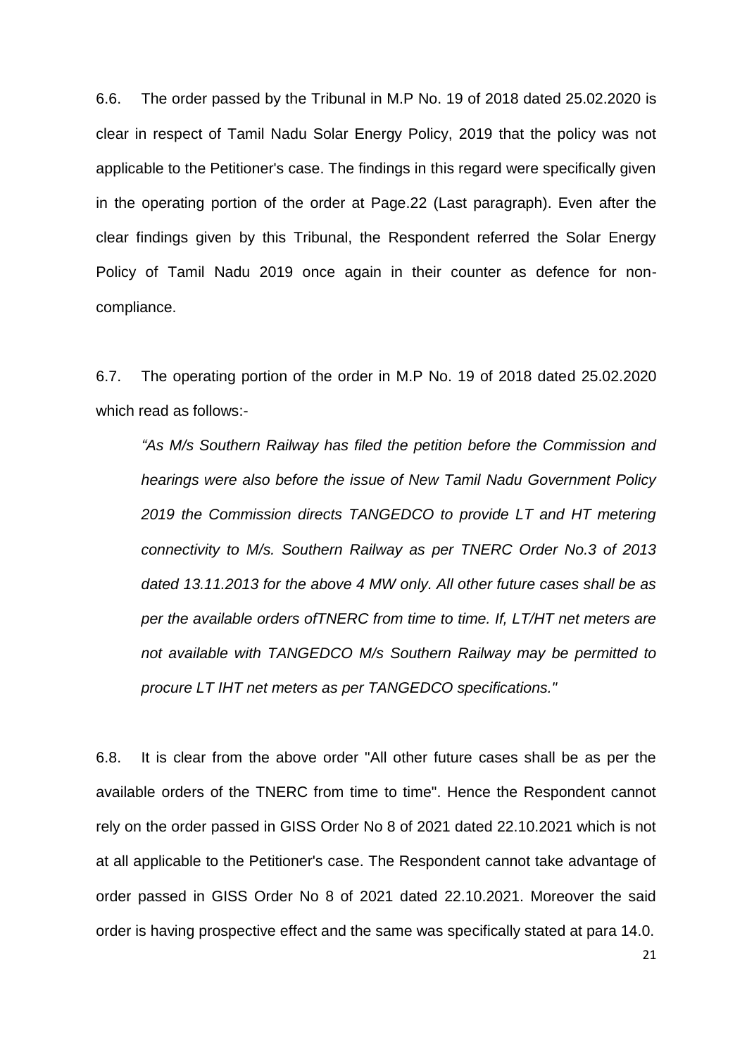6.6. The order passed by the Tribunal in M.P No. 19 of 2018 dated 25.02.2020 is clear in respect of Tamil Nadu Solar Energy Policy, 2019 that the policy was not applicable to the Petitioner's case. The findings in this regard were specifically given in the operating portion of the order at Page.22 (Last paragraph). Even after the clear findings given by this Tribunal, the Respondent referred the Solar Energy Policy of Tamil Nadu 2019 once again in their counter as defence for non-compliance.

6.7. The operating portion of the order in M.P No. 19 of 2018 dated 25.02.2020 which read as follows:-

> *"As M/s Southern Railway has filed the petition before the Commission and hearings were also before the issue of New Tamil Nadu Government Policy 2019 the Commission directs TANGEDCO to provide LT and HT metering connectivity to M/s. Southern Railway as per TNERC Order No.3 of 2013 dated 13.11.2013 for the above 4 MW only. All other future cases shall be as per the available orders ofTNERC from time to time. If, LT/HT net meters are not available with TANGEDCO M/s Southern Railway may be permitted to procure LT IHT net meters as per TANGEDCO specifications."*

6.8. It is clear from the above order "All other future cases shall be as per the available orders of the TNERC from time to time". Hence the Respondent cannot rely on the order passed in GISS Order No 8 of 2021 dated 22.10.2021 which is not at all applicable to the Petitioner's case. The Respondent cannot take advantage of order passed in GISS Order No 8 of 2021 dated 22.10.2021. Moreover the said order is having prospective effect and the same was specifically stated at para 14.0.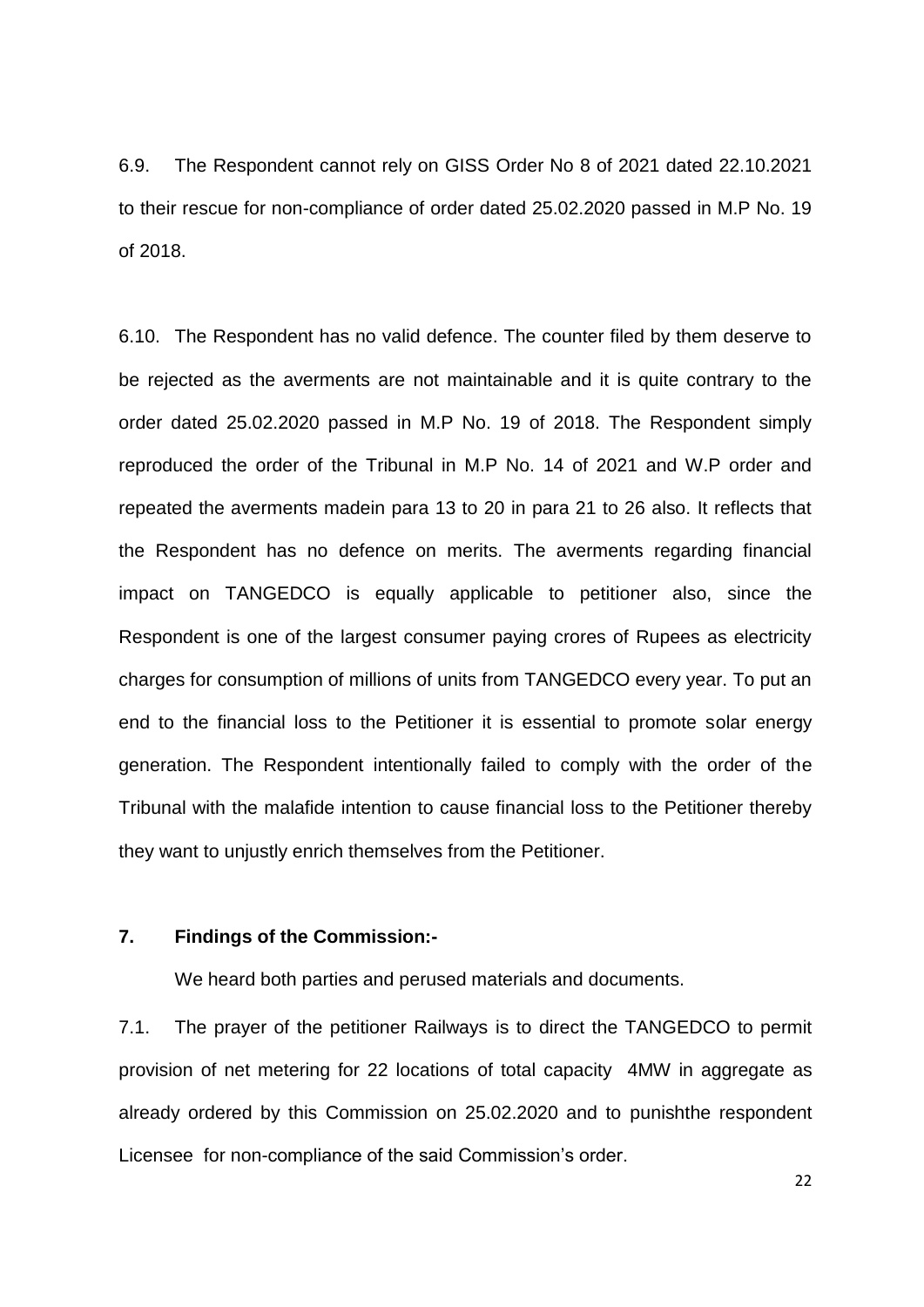6.9. The Respondent cannot rely on GISS Order No 8 of 2021 dated 22.10.2021 to their rescue for non-compliance of order dated 25.02.2020 passed in M.P No. 19 of 2018.

6.10. The Respondent has no valid defence. The counter filed by them deserve to be rejected as the averments are not maintainable and it is quite contrary to the order dated 25.02.2020 passed in M.P No. 19 of 2018. The Respondent simply reproduced the order of the Tribunal in M.P No. 14 of 2021 and W.P order and repeated the averments madein para 13 to 20 in para 21 to 26 also. It reflects that the Respondent has no defence on merits. The averments regarding financial impact on TANGEDCO is equally applicable to petitioner also, since the Respondent is one of the largest consumer paying crores of Rupees as electricity charges for consumption of millions of units from TANGEDCO every year. To put an end to the financial loss to the Petitioner it is essential to promote solar energy generation. The Respondent intentionally failed to comply with the order of the Tribunal with the malafide intention to cause financial loss to the Petitioner thereby they want to unjustly enrich themselves from the Petitioner.

**7. Findings of the Commission:-**

We heard both parties and perused materials and documents.

7.1. The prayer of the petitioner Railways is to direct the TANGEDCO to permit provision of net metering for 22 locations of total capacity 4MW in aggregate as already ordered by this Commission on 25.02.2020 and to punishthe respondent Licensee for non-compliance of the said Commission's order.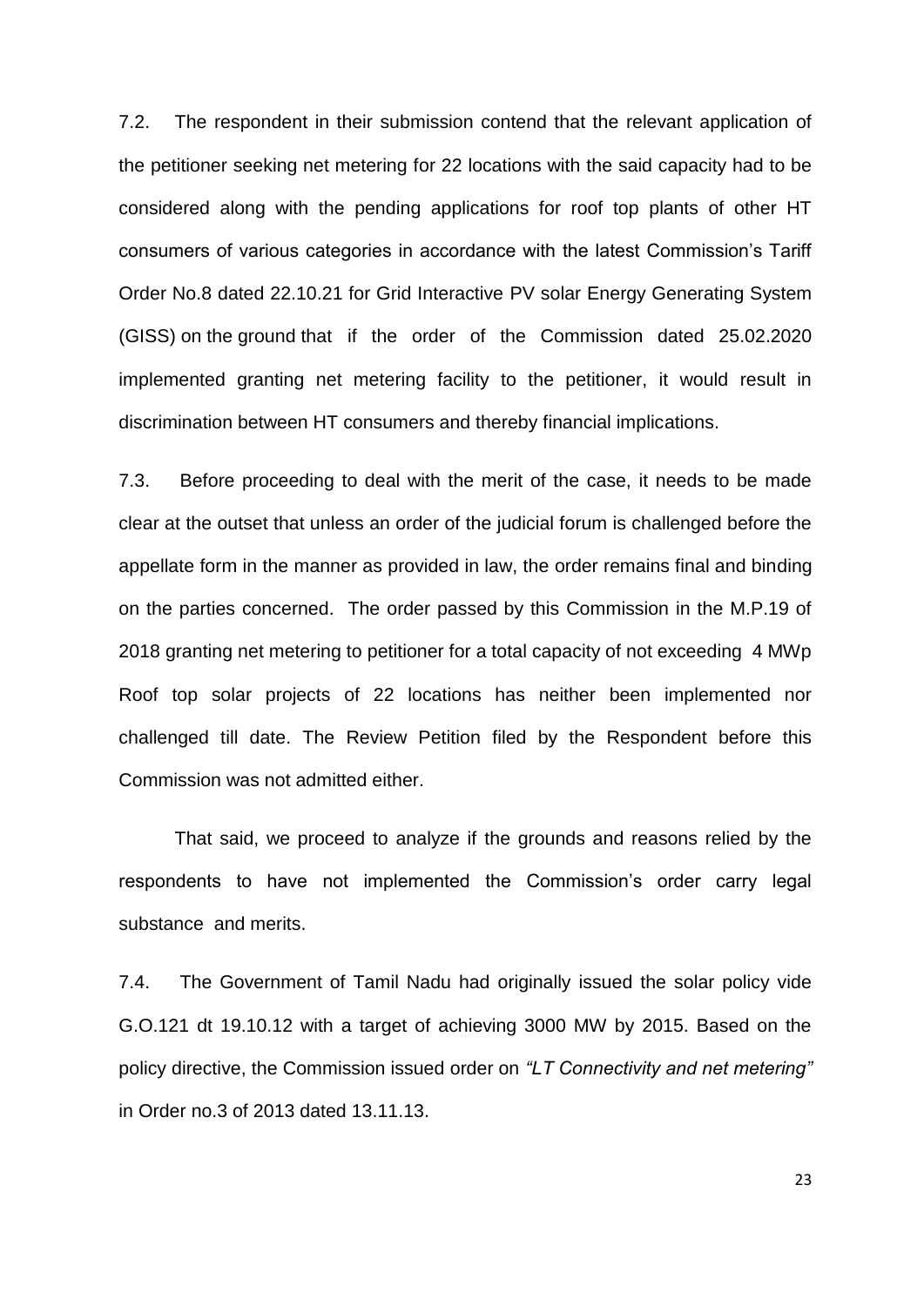7.2. The respondent in their submission contend that the relevant application of the petitioner seeking net metering for 22 locations with the said capacity had to be considered along with the pending applications for roof top plants of other HT consumers of various categories in accordance with the latest Commission's Tariff Order No.8 dated 22.10.21 for Grid Interactive PV solar Energy Generating System (GISS) on the ground that if the order of the Commission dated 25.02.2020 implemented granting net metering facility to the petitioner, it would result in discrimination between HT consumers and thereby financial implications.

7.3. Before proceeding to deal with the merit of the case, it needs to be made clear at the outset that unless an order of the judicial forum is challenged before the appellate form in the manner as provided in law, the order remains final and binding on the parties concerned. The order passed by this Commission in the M.P.19 of 2018 granting net metering to petitioner for a total capacity of not exceeding 4 MWp Roof top solar projects of 22 locations has neither been implemented nor challenged till date. The Review Petition filed by the Respondent before this Commission was not admitted either.

That said, we proceed to analyze if the grounds and reasons relied by the respondents to have not implemented the Commission's order carry legal substance and merits.

7.4. The Government of Tamil Nadu had originally issued the solar policy vide G.O.121 dt 19.10.12 with a target of achieving 3000 MW by 2015. Based on the policy directive, the Commission issued order on *"LT Connectivity and net metering"* in Order no.3 of 2013 dated 13.11.13.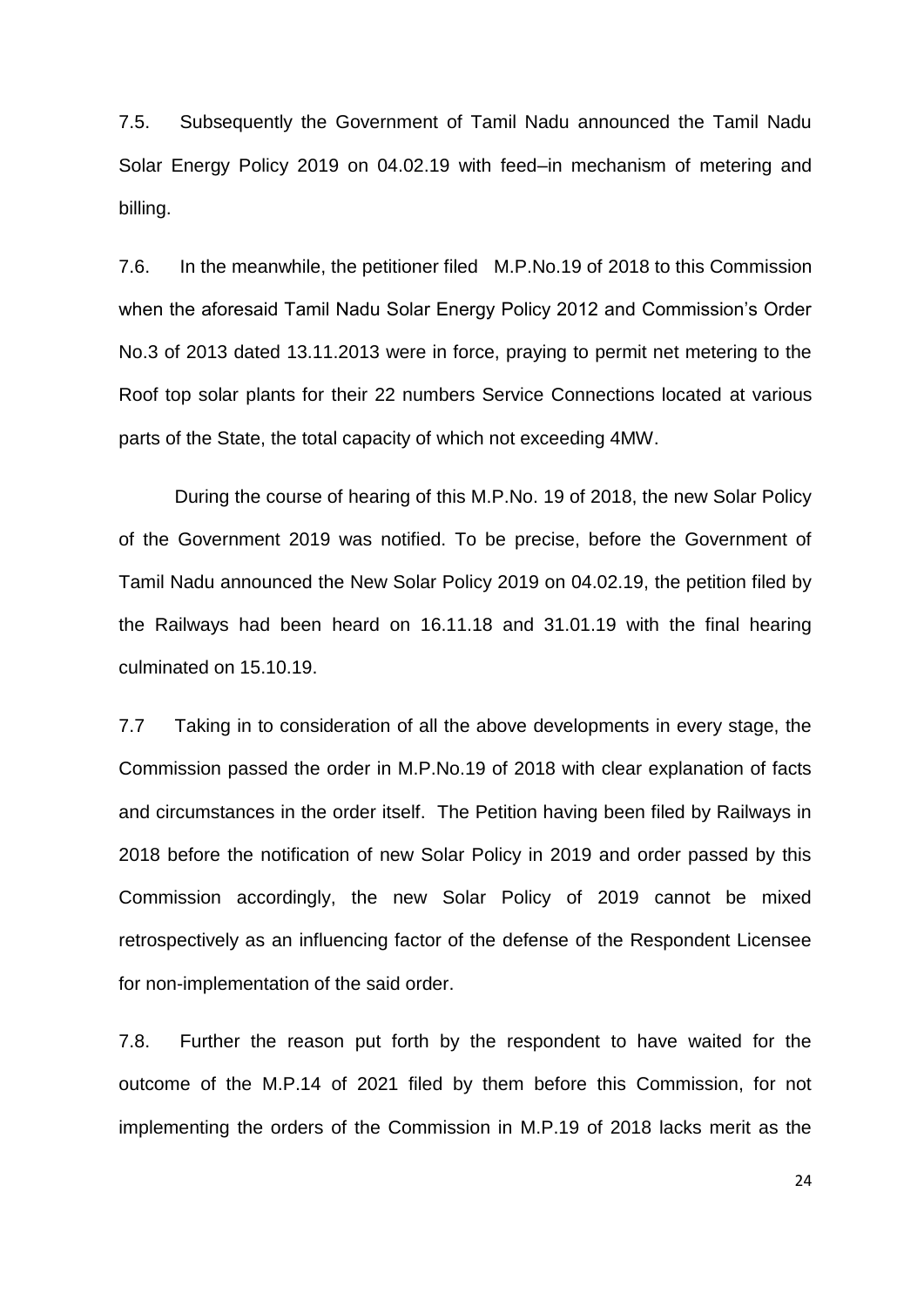7.5. Subsequently the Government of Tamil Nadu announced the Tamil Nadu Solar Energy Policy 2019 on 04.02.19 with feed–in mechanism of metering and billing.

7.6. In the meanwhile, the petitioner filed M.P.No.19 of 2018 to this Commission when the aforesaid Tamil Nadu Solar Energy Policy 2012 and Commission's Order No.3 of 2013 dated 13.11.2013 were in force, praying to permit net metering to the Roof top solar plants for their 22 numbers Service Connections located at various parts of the State, the total capacity of which not exceeding 4MW.

During the course of hearing of this M.P.No. 19 of 2018, the new Solar Policy of the Government 2019 was notified. To be precise, before the Government of Tamil Nadu announced the New Solar Policy 2019 on 04.02.19, the petition filed by the Railways had been heard on 16.11.18 and 31.01.19 with the final hearing culminated on 15.10.19.

7.7 Taking in to consideration of all the above developments in every stage, the Commission passed the order in M.P.No.19 of 2018 with clear explanation of facts and circumstances in the order itself. The Petition having been filed by Railways in 2018 before the notification of new Solar Policy in 2019 and order passed by this Commission accordingly, the new Solar Policy of 2019 cannot be mixed retrospectively as an influencing factor of the defense of the Respondent Licensee for non-implementation of the said order.

7.8. Further the reason put forth by the respondent to have waited for the outcome of the M.P.14 of 2021 filed by them before this Commission, for not implementing the orders of the Commission in M.P.19 of 2018 lacks merit as the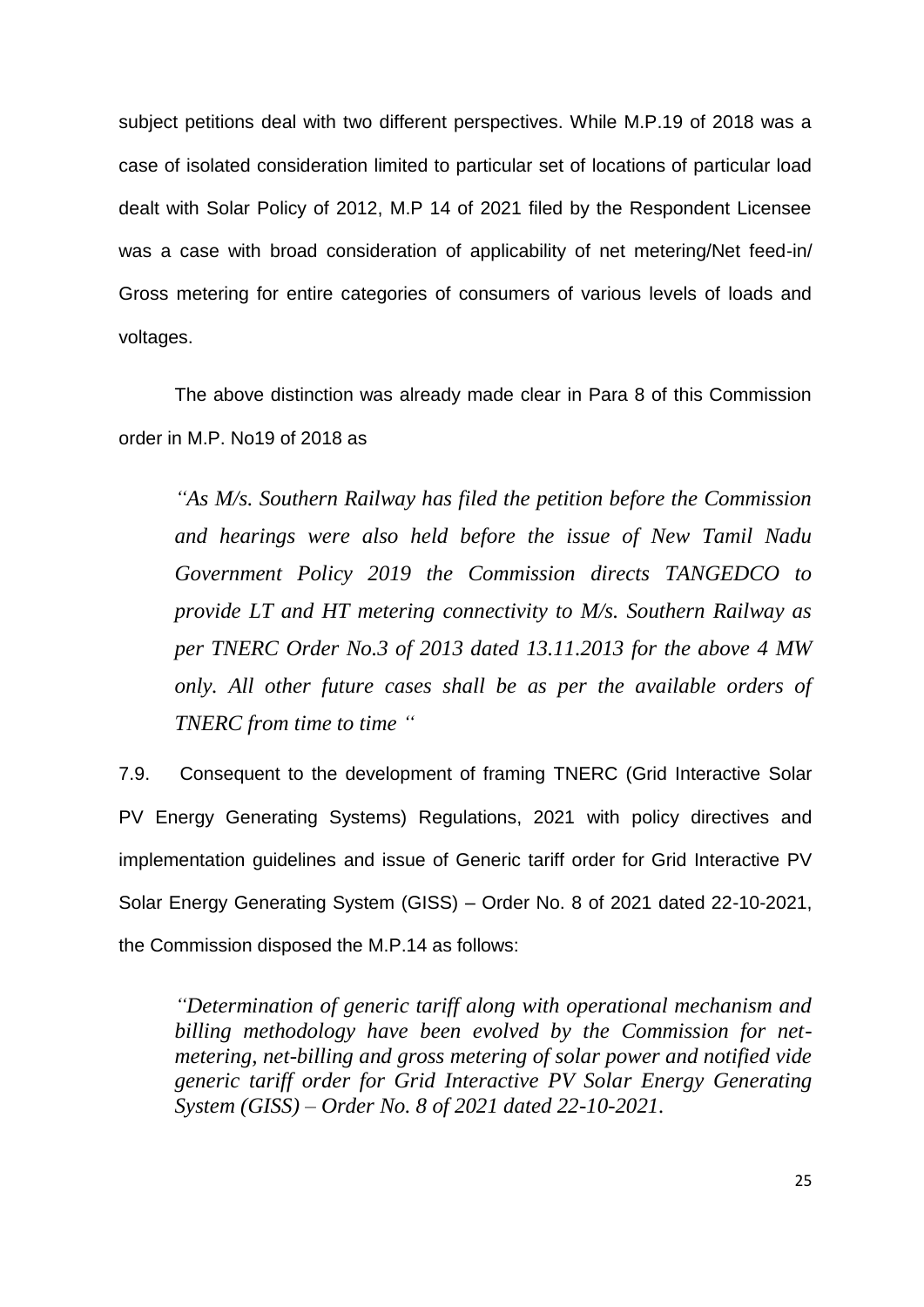subject petitions deal with two different perspectives. While M.P.19 of 2018 was a case of isolated consideration limited to particular set of locations of particular load dealt with Solar Policy of 2012, M.P 14 of 2021 filed by the Respondent Licensee was a case with broad consideration of applicability of net metering/Net feed-in/ Gross metering for entire categories of consumers of various levels of loads and voltages.

The above distinction was already made clear in Para 8 of this Commission order in M.P. No19 of 2018 as

> *"As M/s. Southern Railway has filed the petition before the Commission and hearings were also held before the issue of New Tamil Nadu Government Policy 2019 the Commission directs TANGEDCO to provide LT and HT metering connectivity to M/s. Southern Railway as per TNERC Order No.3 of 2013 dated 13.11.2013 for the above 4 MW only. All other future cases shall be as per the available orders of TNERC from time to time "*

7.9. Consequent to the development of framing TNERC (Grid Interactive Solar PV Energy Generating Systems) Regulations, 2021 with policy directives and implementation guidelines and issue of Generic tariff order for Grid Interactive PV Solar Energy Generating System (GISS) – Order No. 8 of 2021 dated 22-10-2021, the Commission disposed the M.P.14 as follows:

> *"Determination of generic tariff along with operational mechanism and billing methodology have been evolved by the Commission for net-metering, net-billing and gross metering of solar power and notified vide generic tariff order for Grid Interactive PV Solar Energy Generating System (GISS) – Order No. 8 of 2021 dated 22-10-2021.*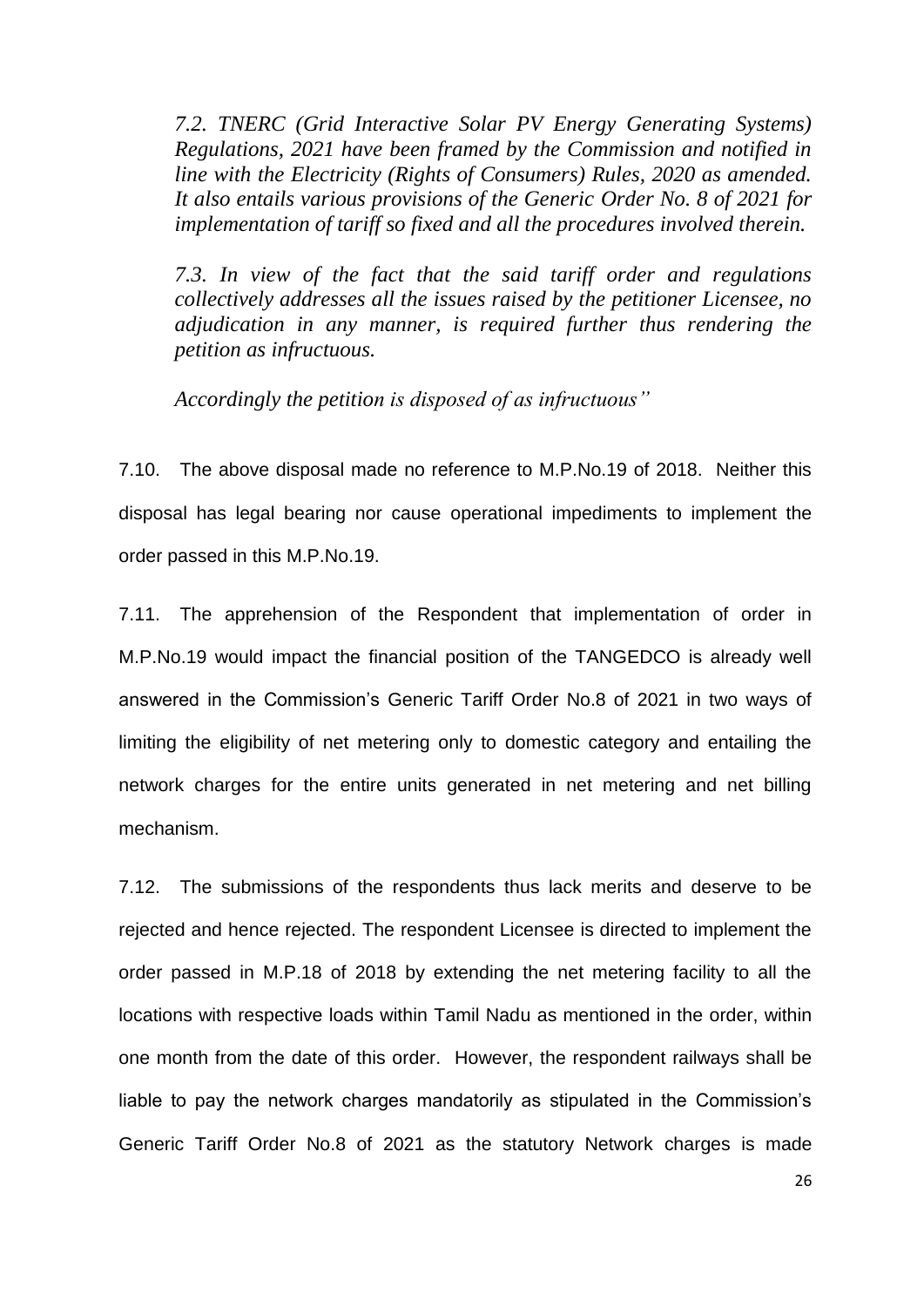*7.2. TNERC (Grid Interactive Solar PV Energy Generating Systems) Regulations, 2021 have been framed by the Commission and notified in line with the Electricity (Rights of Consumers) Rules, 2020 as amended. It also entails various provisions of the Generic Order No. 8 of 2021 for implementation of tariff so fixed and all the procedures involved therein.*

*7.3. In view of the fact that the said tariff order and regulations collectively addresses all the issues raised by the petitioner Licensee, no adjudication in any manner, is required further thus rendering the petition as infructuous.*

*Accordingly the petition is disposed of as infructuous"*

7.10. The above disposal made no reference to M.P.No.19 of 2018. Neither this disposal has legal bearing nor cause operational impediments to implement the order passed in this M.P.No.19.

7.11. The apprehension of the Respondent that implementation of order in M.P.No.19 would impact the financial position of the TANGEDCO is already well answered in the Commission's Generic Tariff Order No.8 of 2021 in two ways of limiting the eligibility of net metering only to domestic category and entailing the network charges for the entire units generated in net metering and net billing mechanism.

7.12. The submissions of the respondents thus lack merits and deserve to be rejected and hence rejected. The respondent Licensee is directed to implement the order passed in M.P.18 of 2018 by extending the net metering facility to all the locations with respective loads within Tamil Nadu as mentioned in the order, within one month from the date of this order. However, the respondent railways shall be liable to pay the network charges mandatorily as stipulated in the Commission's Generic Tariff Order No.8 of 2021 as the statutory Network charges is made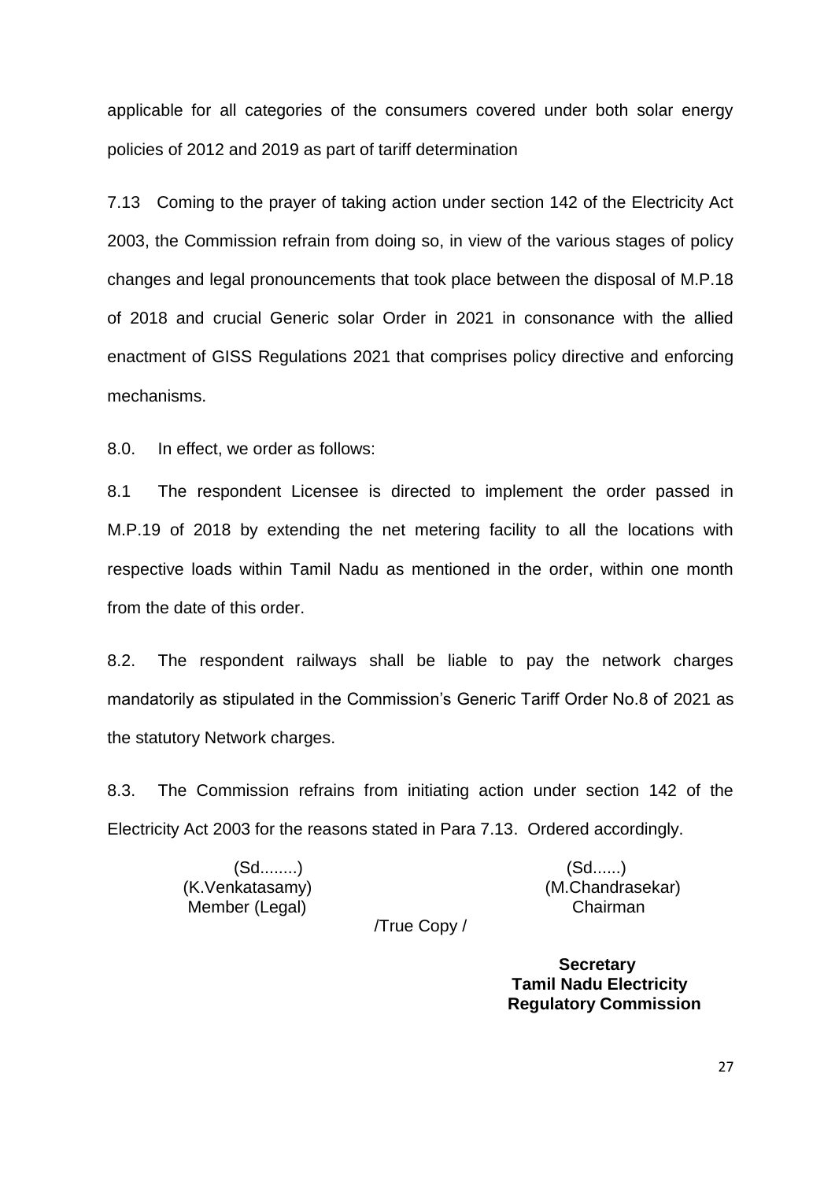applicable for all categories of the consumers covered under both solar energy policies of 2012 and 2019 as part of tariff determination

7.13 Coming to the prayer of taking action under section 142 of the Electricity Act 2003, the Commission refrain from doing so, in view of the various stages of policy changes and legal pronouncements that took place between the disposal of M.P.18 of 2018 and crucial Generic solar Order in 2021 in consonance with the allied enactment of GISS Regulations 2021 that comprises policy directive and enforcing mechanisms.

8.0. In effect, we order as follows:

8.1 The respondent Licensee is directed to implement the order passed in M.P.19 of 2018 by extending the net metering facility to all the locations with respective loads within Tamil Nadu as mentioned in the order, within one month from the date of this order.

8.2. The respondent railways shall be liable to pay the network charges mandatorily as stipulated in the Commission's Generic Tariff Order No.8 of 2021 as the statutory Network charges.

8.3. The Commission refrains from initiating action under section 142 of the Electricity Act 2003 for the reasons stated in Para 7.13. Ordered accordingly.

(Sd........)
(K.Venkatasamy)
Member (Legal)

(Sd......)
(M.Chandrasekar)
Chairman

/True Copy /

**Secretary**
**Tamil Nadu Electricity**
**Regulatory Commission**